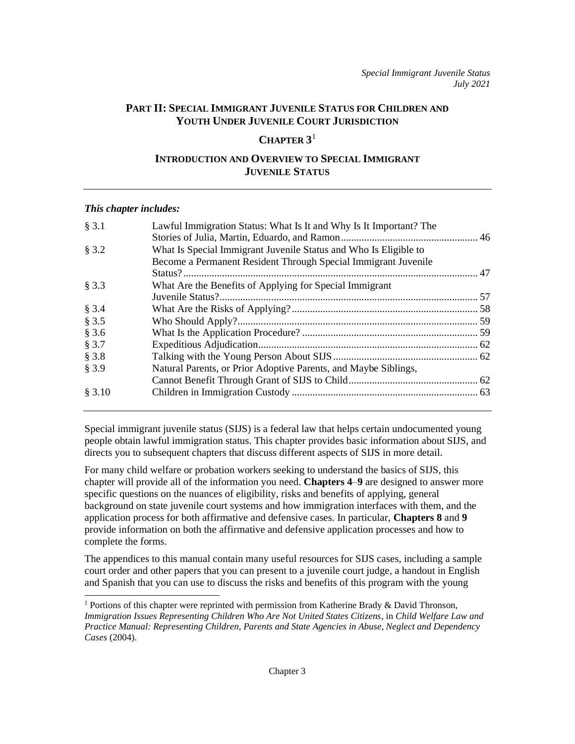*Special Immigrant Juvenile Status*
*July 2021*

# PART II: SPECIAL IMMIGRANT JUVENILE STATUS FOR CHILDREN AND YOUTH UNDER JUVENILE COURT JURISDICTION

## CHAPTER 3[1]

## INTRODUCTION AND OVERVIEW TO SPECIAL IMMIGRANT JUVENILE STATUS

***This chapter includes:***

| | | |
|---|---|---|
| § 3.1 | Lawful Immigration Status: What Is It and Why Is It Important? The Stories of Julia, Martin, Eduardo, and Ramon | 46 |
| § 3.2 | What Is Special Immigrant Juvenile Status and Who Is Eligible to Become a Permanent Resident Through Special Immigrant Juvenile Status? | 47 |
| § 3.3 | What Are the Benefits of Applying for Special Immigrant Juvenile Status? | 57 |
| § 3.4 | What Are the Risks of Applying? | 58 |
| § 3.5 | Who Should Apply? | 59 |
| § 3.6 | What Is the Application Procedure? | 59 |
| § 3.7 | Expeditious Adjudication | 62 |
| § 3.8 | Talking with the Young Person About SIJS | 62 |
| § 3.9 | Natural Parents, or Prior Adoptive Parents, and Maybe Siblings, Cannot Benefit Through Grant of SIJS to Child | 62 |
| § 3.10 | Children in Immigration Custody | 63 |

Special immigrant juvenile status (SIJS) is a federal law that helps certain undocumented young people obtain lawful immigration status. This chapter provides basic information about SIJS, and directs you to subsequent chapters that discuss different aspects of SIJS in more detail.

For many child welfare or probation workers seeking to understand the basics of SIJS, this chapter will provide all of the information you need. **Chapters 4**–**9** are designed to answer more specific questions on the nuances of eligibility, risks and benefits of applying, general background on state juvenile court systems and how immigration interfaces with them, and the application process for both affirmative and defensive cases. In particular, **Chapters 8** and **9** provide information on both the affirmative and defensive application processes and how to complete the forms.

The appendices to this manual contain many useful resources for SIJS cases, including a sample court order and other papers that you can present to a juvenile court judge, a handout in English and Spanish that you can use to discuss the risks and benefits of this program with the young

[1] Portions of this chapter were reprinted with permission from Katherine Brady & David Thronson, *Immigration Issues Representing Children Who Are Not United States Citizens*, in *Child Welfare Law and Practice Manual: Representing Children, Parents and State Agencies in Abuse, Neglect and Dependency Cases* (2004).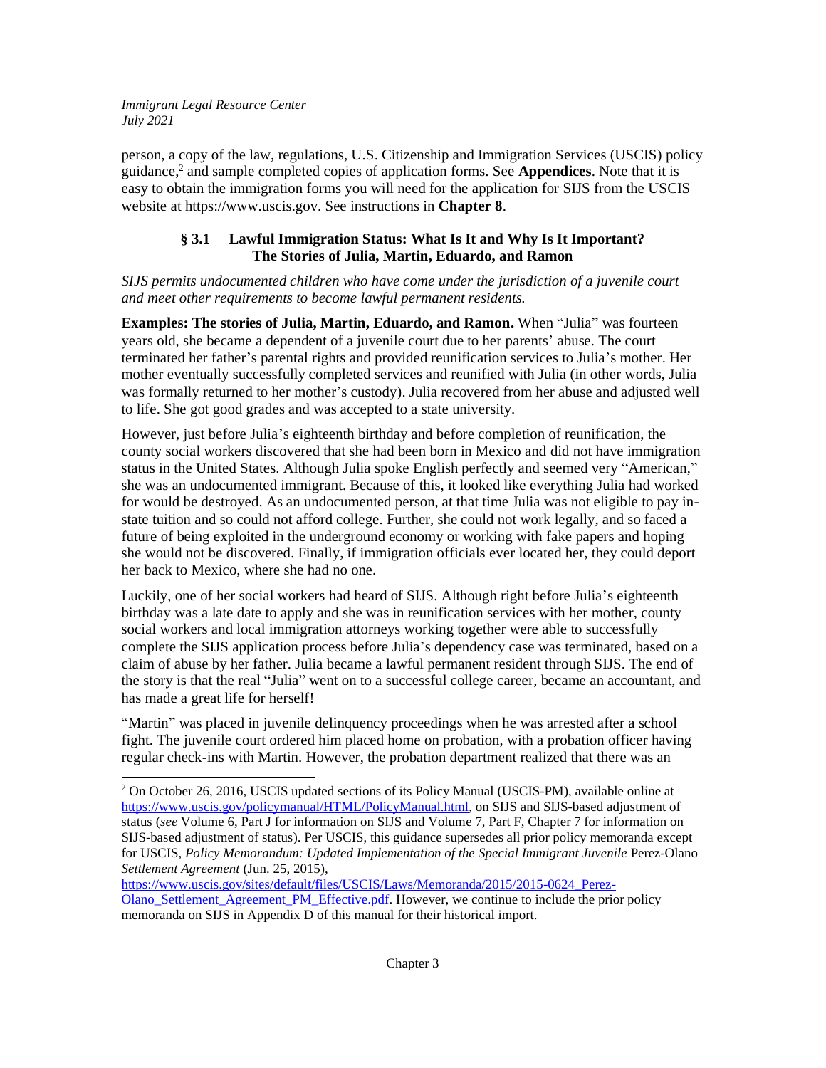person, a copy of the law, regulations, U.S. Citizenship and Immigration Services (USCIS) policy guidance,[2] and sample completed copies of application forms. See **Appendices**. Note that it is easy to obtain the immigration forms you will need for the application for SIJS from the USCIS website at https://www.uscis.gov. See instructions in **Chapter 8**.

## § 3.1 Lawful Immigration Status: What Is It and Why Is It Important? The Stories of Julia, Martin, Eduardo, and Ramon

*SIJS permits undocumented children who have come under the jurisdiction of a juvenile court and meet other requirements to become lawful permanent residents.*

**Examples: The stories of Julia, Martin, Eduardo, and Ramon.** When "Julia" was fourteen years old, she became a dependent of a juvenile court due to her parents' abuse. The court terminated her father's parental rights and provided reunification services to Julia's mother. Her mother eventually successfully completed services and reunified with Julia (in other words, Julia was formally returned to her mother's custody). Julia recovered from her abuse and adjusted well to life. She got good grades and was accepted to a state university.

However, just before Julia's eighteenth birthday and before completion of reunification, the county social workers discovered that she had been born in Mexico and did not have immigration status in the United States. Although Julia spoke English perfectly and seemed very "American," she was an undocumented immigrant. Because of this, it looked like everything Julia had worked for would be destroyed. As an undocumented person, at that time Julia was not eligible to pay in-state tuition and so could not afford college. Further, she could not work legally, and so faced a future of being exploited in the underground economy or working with fake papers and hoping she would not be discovered. Finally, if immigration officials ever located her, they could deport her back to Mexico, where she had no one.

Luckily, one of her social workers had heard of SIJS. Although right before Julia's eighteenth birthday was a late date to apply and she was in reunification services with her mother, county social workers and local immigration attorneys working together were able to successfully complete the SIJS application process before Julia's dependency case was terminated, based on a claim of abuse by her father. Julia became a lawful permanent resident through SIJS. The end of the story is that the real "Julia" went on to a successful college career, became an accountant, and has made a great life for herself!

"Martin" was placed in juvenile delinquency proceedings when he was arrested after a school fight. The juvenile court ordered him placed home on probation, with a probation officer having regular check-ins with Martin. However, the probation department realized that there was an

---

[2] On October 26, 2016, USCIS updated sections of its Policy Manual (USCIS-PM), available online at https://www.uscis.gov/policymanual/HTML/PolicyManual.html, on SIJS and SIJS-based adjustment of status (*see* Volume 6, Part J for information on SIJS and Volume 7, Part F, Chapter 7 for information on SIJS-based adjustment of status). Per USCIS, this guidance supersedes all prior policy memoranda except for USCIS, *Policy Memorandum: Updated Implementation of the Special Immigrant Juvenile* Perez-Olano *Settlement Agreement* (Jun. 25, 2015), https://www.uscis.gov/sites/default/files/USCIS/Laws/Memoranda/2015/2015-0624_Perez-Olano_Settlement_Agreement_PM_Effective.pdf. However, we continue to include the prior policy memoranda on SIJS in Appendix D of this manual for their historical import.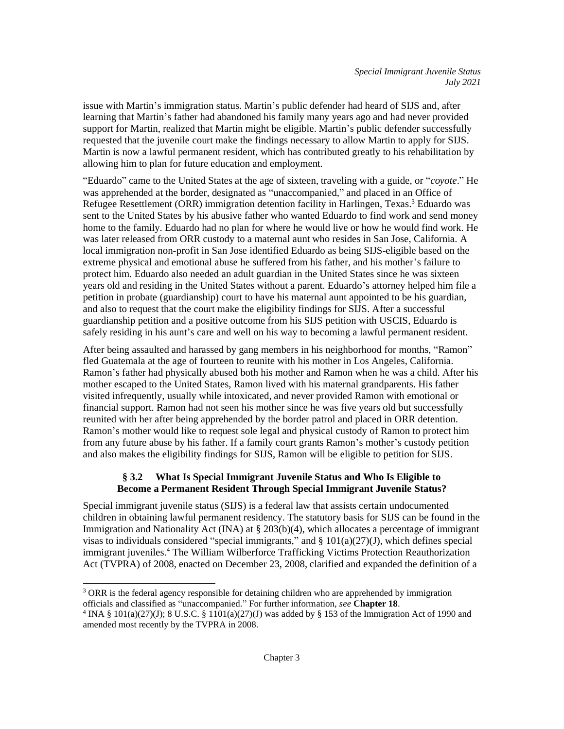issue with Martin's immigration status. Martin's public defender had heard of SIJS and, after learning that Martin's father had abandoned his family many years ago and had never provided support for Martin, realized that Martin might be eligible. Martin's public defender successfully requested that the juvenile court make the findings necessary to allow Martin to apply for SIJS. Martin is now a lawful permanent resident, which has contributed greatly to his rehabilitation by allowing him to plan for future education and employment.

"Eduardo" came to the United States at the age of sixteen, traveling with a guide, or "*coyote*." He was apprehended at the border, designated as "unaccompanied," and placed in an Office of Refugee Resettlement (ORR) immigration detention facility in Harlingen, Texas.[3] Eduardo was sent to the United States by his abusive father who wanted Eduardo to find work and send money home to the family. Eduardo had no plan for where he would live or how he would find work. He was later released from ORR custody to a maternal aunt who resides in San Jose, California. A local immigration non-profit in San Jose identified Eduardo as being SIJS-eligible based on the extreme physical and emotional abuse he suffered from his father, and his mother's failure to protect him. Eduardo also needed an adult guardian in the United States since he was sixteen years old and residing in the United States without a parent. Eduardo's attorney helped him file a petition in probate (guardianship) court to have his maternal aunt appointed to be his guardian, and also to request that the court make the eligibility findings for SIJS. After a successful guardianship petition and a positive outcome from his SIJS petition with USCIS, Eduardo is safely residing in his aunt's care and well on his way to becoming a lawful permanent resident.

After being assaulted and harassed by gang members in his neighborhood for months, "Ramon" fled Guatemala at the age of fourteen to reunite with his mother in Los Angeles, California. Ramon's father had physically abused both his mother and Ramon when he was a child. After his mother escaped to the United States, Ramon lived with his maternal grandparents. His father visited infrequently, usually while intoxicated, and never provided Ramon with emotional or financial support. Ramon had not seen his mother since he was five years old but successfully reunited with her after being apprehended by the border patrol and placed in ORR detention. Ramon's mother would like to request sole legal and physical custody of Ramon to protect him from any future abuse by his father. If a family court grants Ramon's mother's custody petition and also makes the eligibility findings for SIJS, Ramon will be eligible to petition for SIJS.

### § 3.2 What Is Special Immigrant Juvenile Status and Who Is Eligible to Become a Permanent Resident Through Special Immigrant Juvenile Status?

Special immigrant juvenile status (SIJS) is a federal law that assists certain undocumented children in obtaining lawful permanent residency. The statutory basis for SIJS can be found in the Immigration and Nationality Act (INA) at § 203(b)(4), which allocates a percentage of immigrant visas to individuals considered "special immigrants," and § 101(a)(27)(J), which defines special immigrant juveniles.[4] The William Wilberforce Trafficking Victims Protection Reauthorization Act (TVPRA) of 2008, enacted on December 23, 2008, clarified and expanded the definition of a

---

[3] ORR is the federal agency responsible for detaining children who are apprehended by immigration officials and classified as "unaccompanied." For further information, *see* **Chapter 18**.

[4] INA § 101(a)(27)(J); 8 U.S.C. § 1101(a)(27)(J) was added by § 153 of the Immigration Act of 1990 and amended most recently by the TVPRA in 2008.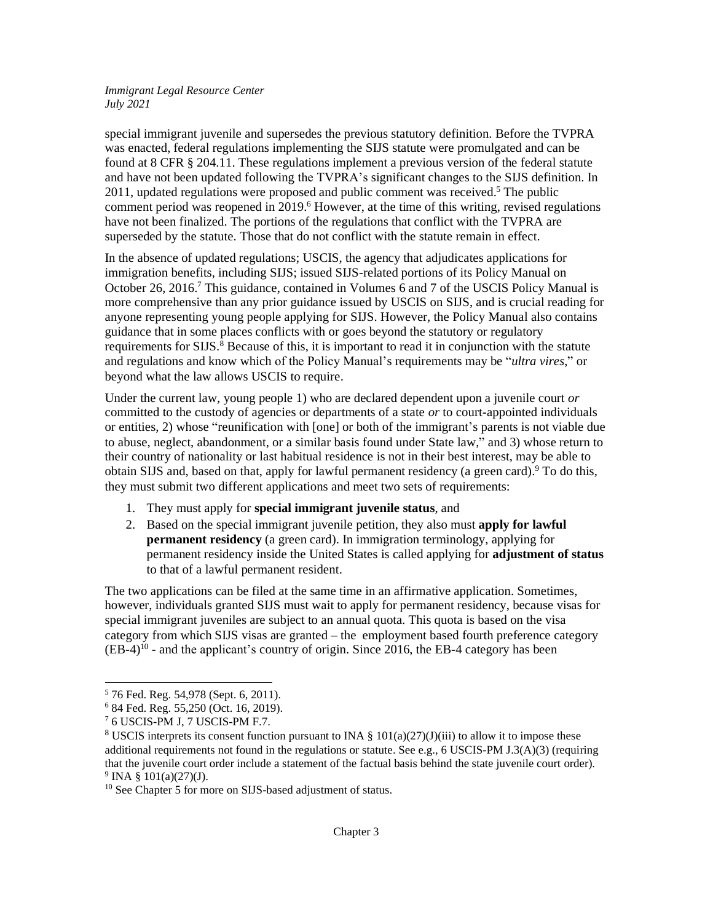special immigrant juvenile and supersedes the previous statutory definition. Before the TVPRA was enacted, federal regulations implementing the SIJS statute were promulgated and can be found at 8 CFR § 204.11. These regulations implement a previous version of the federal statute and have not been updated following the TVPRA's significant changes to the SIJS definition. In 2011, updated regulations were proposed and public comment was received.[5] The public comment period was reopened in 2019.[6] However, at the time of this writing, revised regulations have not been finalized. The portions of the regulations that conflict with the TVPRA are superseded by the statute. Those that do not conflict with the statute remain in effect.

In the absence of updated regulations; USCIS, the agency that adjudicates applications for immigration benefits, including SIJS; issued SIJS-related portions of its Policy Manual on October 26, 2016.[7] This guidance, contained in Volumes 6 and 7 of the USCIS Policy Manual is more comprehensive than any prior guidance issued by USCIS on SIJS, and is crucial reading for anyone representing young people applying for SIJS. However, the Policy Manual also contains guidance that in some places conflicts with or goes beyond the statutory or regulatory requirements for SIJS.[8] Because of this, it is important to read it in conjunction with the statute and regulations and know which of the Policy Manual's requirements may be "*ultra vires*," or beyond what the law allows USCIS to require.

Under the current law, young people 1) who are declared dependent upon a juvenile court *or* committed to the custody of agencies or departments of a state *or* to court-appointed individuals or entities, 2) whose "reunification with [one] or both of the immigrant's parents is not viable due to abuse, neglect, abandonment, or a similar basis found under State law," and 3) whose return to their country of nationality or last habitual residence is not in their best interest, may be able to obtain SIJS and, based on that, apply for lawful permanent residency (a green card).[9] To do this, they must submit two different applications and meet two sets of requirements:

1. They must apply for **special immigrant juvenile status**, and
2. Based on the special immigrant juvenile petition, they also must **apply for lawful permanent residency** (a green card). In immigration terminology, applying for permanent residency inside the United States is called applying for **adjustment of status** to that of a lawful permanent resident.

The two applications can be filed at the same time in an affirmative application. Sometimes, however, individuals granted SIJS must wait to apply for permanent residency, because visas for special immigrant juveniles are subject to an annual quota. This quota is based on the visa category from which SIJS visas are granted – the employment based fourth preference category (EB-4)[10] - and the applicant's country of origin. Since 2016, the EB-4 category has been

---

[5] 76 Fed. Reg. 54,978 (Sept. 6, 2011).

[6] 84 Fed. Reg. 55,250 (Oct. 16, 2019).

[7] 6 USCIS-PM J, 7 USCIS-PM F.7.

[8] USCIS interprets its consent function pursuant to INA § 101(a)(27)(J)(iii) to allow it to impose these additional requirements not found in the regulations or statute. See e.g., 6 USCIS-PM J.3(A)(3) (requiring that the juvenile court order include a statement of the factual basis behind the state juvenile court order).

[9] INA § 101(a)(27)(J).

[10] See Chapter 5 for more on SIJS-based adjustment of status.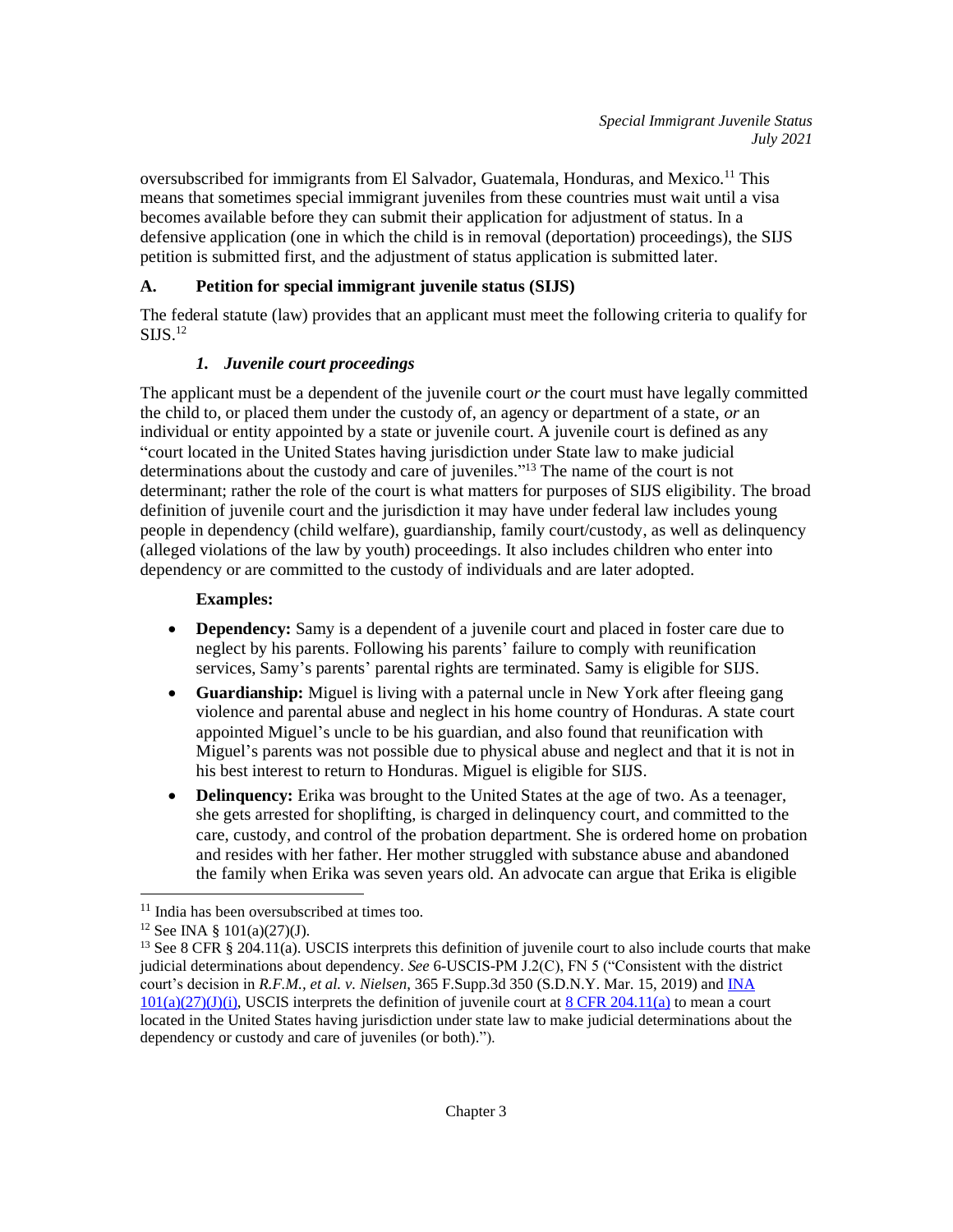oversubscribed for immigrants from El Salvador, Guatemala, Honduras, and Mexico.[11] This means that sometimes special immigrant juveniles from these countries must wait until a visa becomes available before they can submit their application for adjustment of status. In a defensive application (one in which the child is in removal (deportation) proceedings), the SIJS petition is submitted first, and the adjustment of status application is submitted later.

## A. Petition for special immigrant juvenile status (SIJS)

The federal statute (law) provides that an applicant must meet the following criteria to qualify for SIJS.[12]

### *1. Juvenile court proceedings*

The applicant must be a dependent of the juvenile court *or* the court must have legally committed the child to, or placed them under the custody of, an agency or department of a state, *or* an individual or entity appointed by a state or juvenile court. A juvenile court is defined as any "court located in the United States having jurisdiction under State law to make judicial determinations about the custody and care of juveniles."[13] The name of the court is not determinant; rather the role of the court is what matters for purposes of SIJS eligibility. The broad definition of juvenile court and the jurisdiction it may have under federal law includes young people in dependency (child welfare), guardianship, family court/custody, as well as delinquency (alleged violations of the law by youth) proceedings. It also includes children who enter into dependency or are committed to the custody of individuals and are later adopted.

**Examples:**

- **Dependency:** Samy is a dependent of a juvenile court and placed in foster care due to neglect by his parents. Following his parents' failure to comply with reunification services, Samy's parents' parental rights are terminated. Samy is eligible for SIJS.
- **Guardianship:** Miguel is living with a paternal uncle in New York after fleeing gang violence and parental abuse and neglect in his home country of Honduras. A state court appointed Miguel's uncle to be his guardian, and also found that reunification with Miguel's parents was not possible due to physical abuse and neglect and that it is not in his best interest to return to Honduras. Miguel is eligible for SIJS.
- **Delinquency:** Erika was brought to the United States at the age of two. As a teenager, she gets arrested for shoplifting, is charged in delinquency court, and committed to the care, custody, and control of the probation department. She is ordered home on probation and resides with her father. Her mother struggled with substance abuse and abandoned the family when Erika was seven years old. An advocate can argue that Erika is eligible

---

[11] India has been oversubscribed at times too.

[12] See INA § 101(a)(27)(J).

[13] See 8 CFR § 204.11(a). USCIS interprets this definition of juvenile court to also include courts that make judicial determinations about dependency. *See* 6-USCIS-PM J.2(C), FN 5 ("Consistent with the district court's decision in *R.F.M., et al. v. Nielsen*, 365 F.Supp.3d 350 (S.D.N.Y. Mar. 15, 2019) and INA 101(a)(27)(J)(i), USCIS interprets the definition of juvenile court at 8 CFR 204.11(a) to mean a court located in the United States having jurisdiction under state law to make judicial determinations about the dependency or custody and care of juveniles (or both).").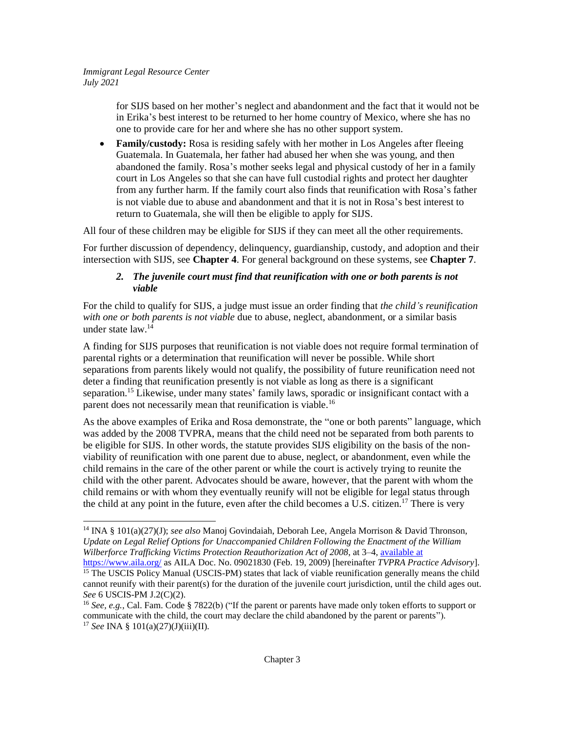for SIJS based on her mother's neglect and abandonment and the fact that it would not be in Erika's best interest to be returned to her home country of Mexico, where she has no one to provide care for her and where she has no other support system.

- **Family/custody:** Rosa is residing safely with her mother in Los Angeles after fleeing Guatemala. In Guatemala, her father had abused her when she was young, and then abandoned the family. Rosa's mother seeks legal and physical custody of her in a family court in Los Angeles so that she can have full custodial rights and protect her daughter from any further harm. If the family court also finds that reunification with Rosa's father is not viable due to abuse and abandonment and that it is not in Rosa's best interest to return to Guatemala, she will then be eligible to apply for SIJS.

All four of these children may be eligible for SIJS if they can meet all the other requirements.

For further discussion of dependency, delinquency, guardianship, custody, and adoption and their intersection with SIJS, see **Chapter 4**. For general background on these systems, see **Chapter 7**.

### *2. The juvenile court must find that reunification with one or both parents is not viable*

For the child to qualify for SIJS, a judge must issue an order finding that *the child's reunification with one or both parents is not viable* due to abuse, neglect, abandonment, or a similar basis under state law.[14]

A finding for SIJS purposes that reunification is not viable does not require formal termination of parental rights or a determination that reunification will never be possible. While short separations from parents likely would not qualify, the possibility of future reunification need not deter a finding that reunification presently is not viable as long as there is a significant separation.[15] Likewise, under many states' family laws, sporadic or insignificant contact with a parent does not necessarily mean that reunification is viable.[16]

As the above examples of Erika and Rosa demonstrate, the "one or both parents" language, which was added by the 2008 TVPRA, means that the child need not be separated from both parents to be eligible for SIJS. In other words, the statute provides SIJS eligibility on the basis of the non-viability of reunification with one parent due to abuse, neglect, or abandonment, even while the child remains in the care of the other parent or while the court is actively trying to reunite the child with the other parent. Advocates should be aware, however, that the parent with whom the child remains or with whom they eventually reunify will not be eligible for legal status through the child at any point in the future, even after the child becomes a U.S. citizen.[17] There is very

---

[14] INA § 101(a)(27)(J); *see also* Manoj Govindaiah, Deborah Lee, Angela Morrison & David Thronson, *Update on Legal Relief Options for Unaccompanied Children Following the Enactment of the William Wilberforce Trafficking Victims Protection Reauthorization Act of 2008*, at 3–4, available at https://www.aila.org/ as AILA Doc. No. 09021830 (Feb. 19, 2009) [hereinafter *TVPRA Practice Advisory*].

[15] The USCIS Policy Manual (USCIS-PM) states that lack of viable reunification generally means the child cannot reunify with their parent(s) for the duration of the juvenile court jurisdiction, until the child ages out. *See* 6 USCIS-PM J.2(C)(2).

[16] *See, e.g.*, Cal. Fam. Code § 7822(b) ("If the parent or parents have made only token efforts to support or communicate with the child, the court may declare the child abandoned by the parent or parents").

[17] *See* INA § 101(a)(27)(J)(iii)(II).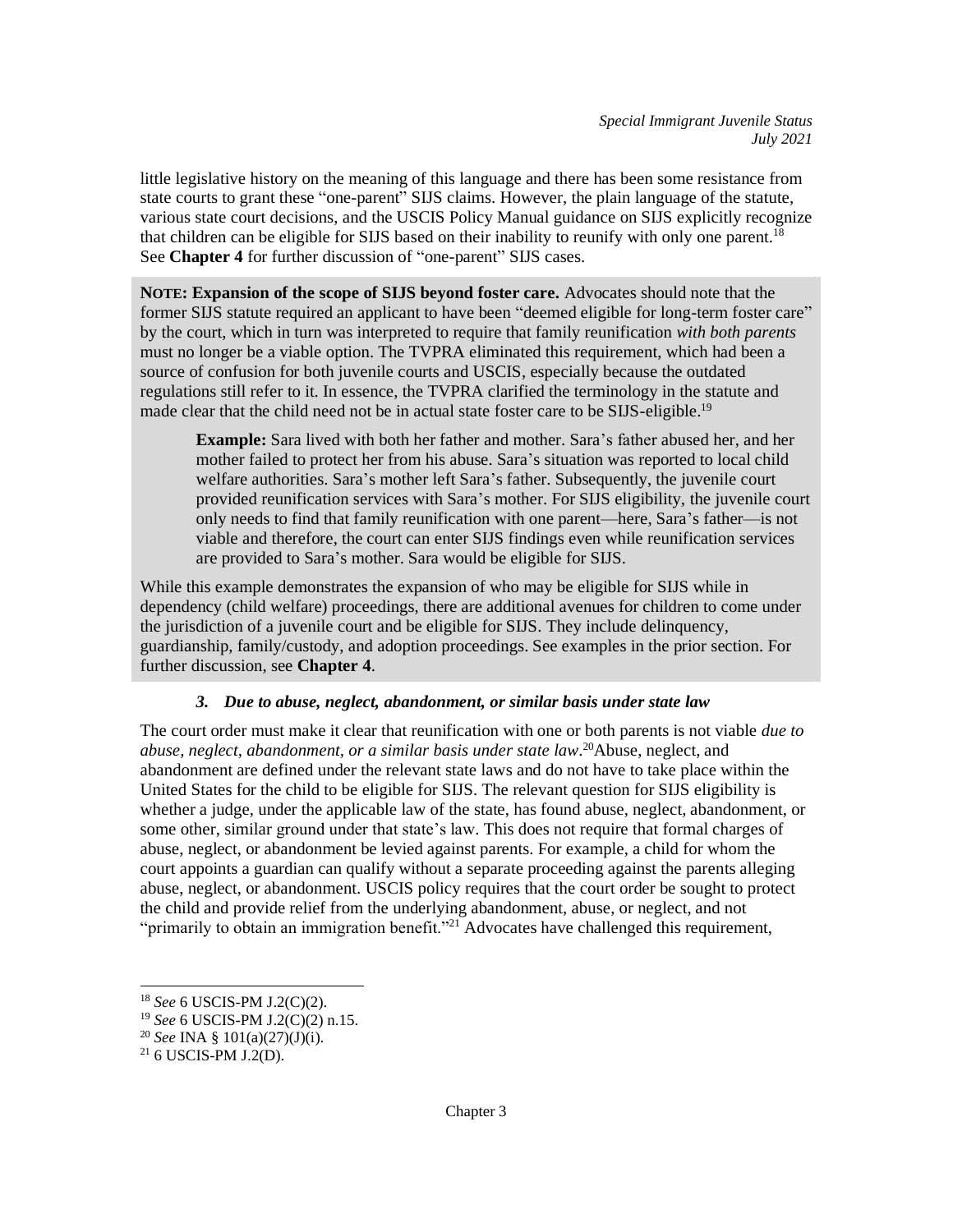little legislative history on the meaning of this language and there has been some resistance from state courts to grant these "one-parent" SIJS claims. However, the plain language of the statute, various state court decisions, and the USCIS Policy Manual guidance on SIJS explicitly recognize that children can be eligible for SIJS based on their inability to reunify with only one parent.[18] See **Chapter 4** for further discussion of "one-parent" SIJS cases.

**NOTE: Expansion of the scope of SIJS beyond foster care.** Advocates should note that the former SIJS statute required an applicant to have been "deemed eligible for long-term foster care" by the court, which in turn was interpreted to require that family reunification *with both parents* must no longer be a viable option. The TVPRA eliminated this requirement, which had been a source of confusion for both juvenile courts and USCIS, especially because the outdated regulations still refer to it. In essence, the TVPRA clarified the terminology in the statute and made clear that the child need not be in actual state foster care to be SIJS-eligible.[19]

> **Example:** Sara lived with both her father and mother. Sara's father abused her, and her mother failed to protect her from his abuse. Sara's situation was reported to local child welfare authorities. Sara's mother left Sara's father. Subsequently, the juvenile court provided reunification services with Sara's mother. For SIJS eligibility, the juvenile court only needs to find that family reunification with one parent—here, Sara's father—is not viable and therefore, the court can enter SIJS findings even while reunification services are provided to Sara's mother. Sara would be eligible for SIJS.

While this example demonstrates the expansion of who may be eligible for SIJS while in dependency (child welfare) proceedings, there are additional avenues for children to come under the jurisdiction of a juvenile court and be eligible for SIJS. They include delinquency, guardianship, family/custody, and adoption proceedings. See examples in the prior section. For further discussion, see **Chapter 4**.

### *3. Due to abuse, neglect, abandonment, or similar basis under state law*

The court order must make it clear that reunification with one or both parents is not viable *due to abuse, neglect, abandonment, or a similar basis under state law*.[20] Abuse, neglect, and abandonment are defined under the relevant state laws and do not have to take place within the United States for the child to be eligible for SIJS. The relevant question for SIJS eligibility is whether a judge, under the applicable law of the state, has found abuse, neglect, abandonment, or some other, similar ground under that state's law. This does not require that formal charges of abuse, neglect, or abandonment be levied against parents. For example, a child for whom the court appoints a guardian can qualify without a separate proceeding against the parents alleging abuse, neglect, or abandonment. USCIS policy requires that the court order be sought to protect the child and provide relief from the underlying abandonment, abuse, or neglect, and not "primarily to obtain an immigration benefit."[21] Advocates have challenged this requirement,

---

[18] *See* 6 USCIS-PM J.2(C)(2).

[19] *See* 6 USCIS-PM J.2(C)(2) n.15.

[20] *See* INA § 101(a)(27)(J)(i).

[21] 6 USCIS-PM J.2(D).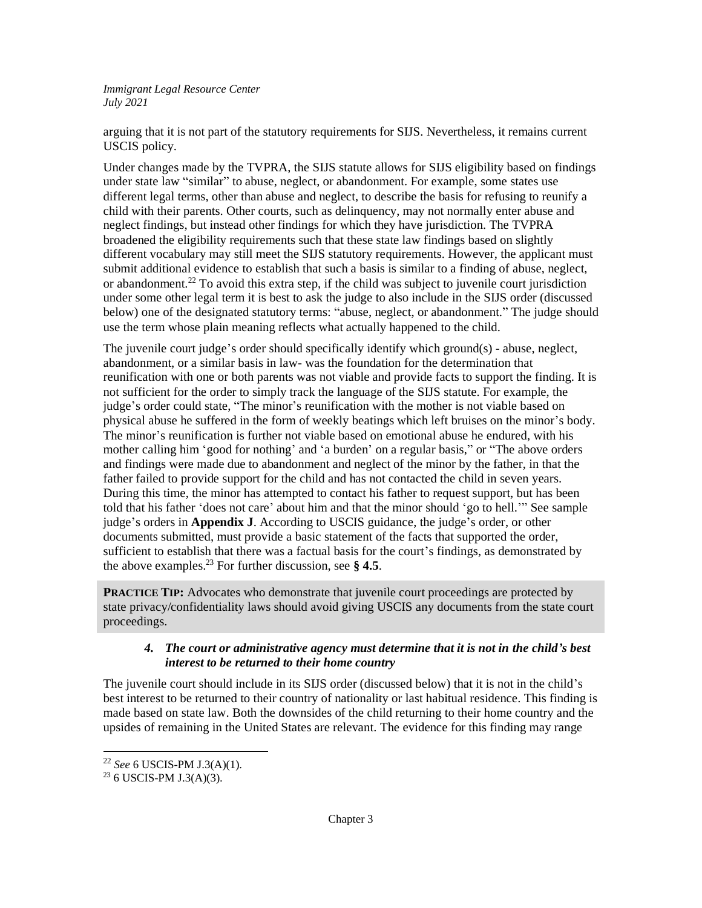arguing that it is not part of the statutory requirements for SIJS. Nevertheless, it remains current USCIS policy.

Under changes made by the TVPRA, the SIJS statute allows for SIJS eligibility based on findings under state law "similar" to abuse, neglect, or abandonment. For example, some states use different legal terms, other than abuse and neglect, to describe the basis for refusing to reunify a child with their parents. Other courts, such as delinquency, may not normally enter abuse and neglect findings, but instead other findings for which they have jurisdiction. The TVPRA broadened the eligibility requirements such that these state law findings based on slightly different vocabulary may still meet the SIJS statutory requirements. However, the applicant must submit additional evidence to establish that such a basis is similar to a finding of abuse, neglect, or abandonment.[22] To avoid this extra step, if the child was subject to juvenile court jurisdiction under some other legal term it is best to ask the judge to also include in the SIJS order (discussed below) one of the designated statutory terms: "abuse, neglect, or abandonment." The judge should use the term whose plain meaning reflects what actually happened to the child.

The juvenile court judge's order should specifically identify which ground(s) - abuse, neglect, abandonment, or a similar basis in law- was the foundation for the determination that reunification with one or both parents was not viable and provide facts to support the finding. It is not sufficient for the order to simply track the language of the SIJS statute. For example, the judge's order could state, "The minor's reunification with the mother is not viable based on physical abuse he suffered in the form of weekly beatings which left bruises on the minor's body. The minor's reunification is further not viable based on emotional abuse he endured, with his mother calling him 'good for nothing' and 'a burden' on a regular basis," or "The above orders and findings were made due to abandonment and neglect of the minor by the father, in that the father failed to provide support for the child and has not contacted the child in seven years. During this time, the minor has attempted to contact his father to request support, but has been told that his father 'does not care' about him and that the minor should 'go to hell.'" See sample judge's orders in **Appendix J**. According to USCIS guidance, the judge's order, or other documents submitted, must provide a basic statement of the facts that supported the order, sufficient to establish that there was a factual basis for the court's findings, as demonstrated by the above examples.[23] For further discussion, see **§ 4.5**.

> **PRACTICE TIP:** Advocates who demonstrate that juvenile court proceedings are protected by state privacy/confidentiality laws should avoid giving USCIS any documents from the state court proceedings.

#### *4. The court or administrative agency must determine that it is not in the child's best interest to be returned to their home country*

The juvenile court should include in its SIJS order (discussed below) that it is not in the child's best interest to be returned to their country of nationality or last habitual residence. This finding is made based on state law. Both the downsides of the child returning to their home country and the upsides of remaining in the United States are relevant. The evidence for this finding may range

---

[22] *See* 6 USCIS-PM J.3(A)(1).

[23] 6 USCIS-PM J.3(A)(3).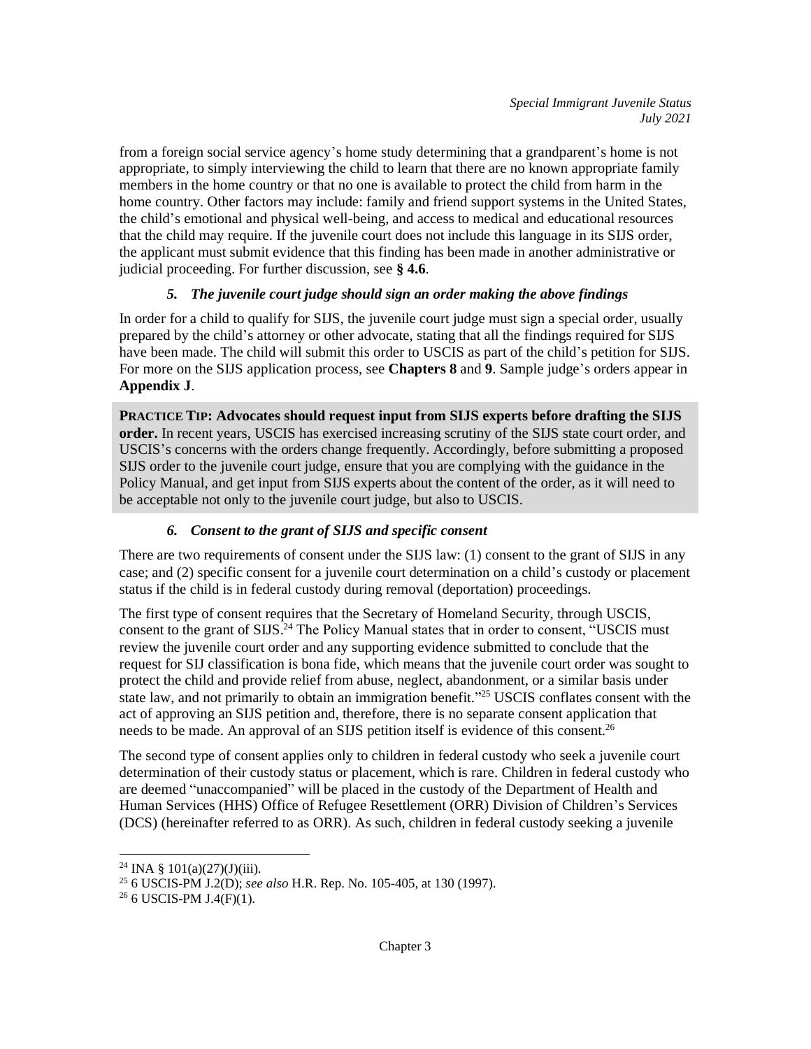from a foreign social service agency's home study determining that a grandparent's home is not appropriate, to simply interviewing the child to learn that there are no known appropriate family members in the home country or that no one is available to protect the child from harm in the home country. Other factors may include: family and friend support systems in the United States, the child's emotional and physical well-being, and access to medical and educational resources that the child may require. If the juvenile court does not include this language in its SIJS order, the applicant must submit evidence that this finding has been made in another administrative or judicial proceeding. For further discussion, see **§ 4.6**.

### *5. The juvenile court judge should sign an order making the above findings*

In order for a child to qualify for SIJS, the juvenile court judge must sign a special order, usually prepared by the child's attorney or other advocate, stating that all the findings required for SIJS have been made. The child will submit this order to USCIS as part of the child's petition for SIJS. For more on the SIJS application process, see **Chapters 8** and **9**. Sample judge's orders appear in **Appendix J**.

> **PRACTICE TIP: Advocates should request input from SIJS experts before drafting the SIJS order.** In recent years, USCIS has exercised increasing scrutiny of the SIJS state court order, and USCIS's concerns with the orders change frequently. Accordingly, before submitting a proposed SIJS order to the juvenile court judge, ensure that you are complying with the guidance in the Policy Manual, and get input from SIJS experts about the content of the order, as it will need to be acceptable not only to the juvenile court judge, but also to USCIS.

### *6. Consent to the grant of SIJS and specific consent*

There are two requirements of consent under the SIJS law: (1) consent to the grant of SIJS in any case; and (2) specific consent for a juvenile court determination on a child's custody or placement status if the child is in federal custody during removal (deportation) proceedings.

The first type of consent requires that the Secretary of Homeland Security, through USCIS, consent to the grant of SIJS.[24] The Policy Manual states that in order to consent, "USCIS must review the juvenile court order and any supporting evidence submitted to conclude that the request for SIJ classification is bona fide, which means that the juvenile court order was sought to protect the child and provide relief from abuse, neglect, abandonment, or a similar basis under state law, and not primarily to obtain an immigration benefit."[25] USCIS conflates consent with the act of approving an SIJS petition and, therefore, there is no separate consent application that needs to be made. An approval of an SIJS petition itself is evidence of this consent.[26]

The second type of consent applies only to children in federal custody who seek a juvenile court determination of their custody status or placement, which is rare. Children in federal custody who are deemed "unaccompanied" will be placed in the custody of the Department of Health and Human Services (HHS) Office of Refugee Resettlement (ORR) Division of Children's Services (DCS) (hereinafter referred to as ORR). As such, children in federal custody seeking a juvenile

---

[24] INA § 101(a)(27)(J)(iii).

[25] 6 USCIS-PM J.2(D); *see also* H.R. Rep. No. 105-405, at 130 (1997).

[26] 6 USCIS-PM J.4(F)(1).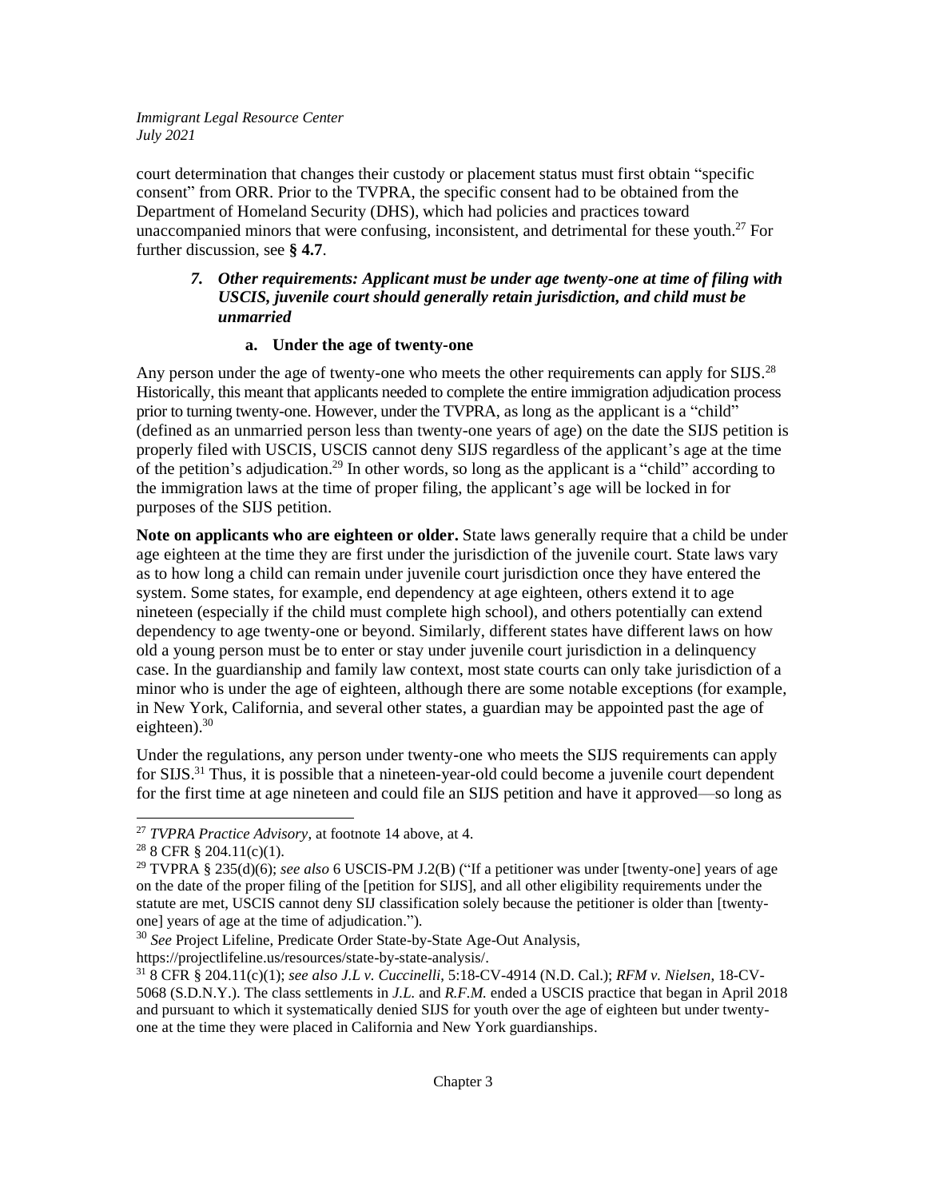court determination that changes their custody or placement status must first obtain "specific consent" from ORR. Prior to the TVPRA, the specific consent had to be obtained from the Department of Homeland Security (DHS), which had policies and practices toward unaccompanied minors that were confusing, inconsistent, and detrimental for these youth.[27] For further discussion, see **§ 4.7**.

### *7. Other requirements: Applicant must be under age twenty-one at time of filing with USCIS, juvenile court should generally retain jurisdiction, and child must be unmarried*

#### a. Under the age of twenty-one

Any person under the age of twenty-one who meets the other requirements can apply for SIJS.[28] Historically, this meant that applicants needed to complete the entire immigration adjudication process prior to turning twenty-one. However, under the TVPRA, as long as the applicant is a "child" (defined as an unmarried person less than twenty-one years of age) on the date the SIJS petition is properly filed with USCIS, USCIS cannot deny SIJS regardless of the applicant's age at the time of the petition's adjudication.[29] In other words, so long as the applicant is a "child" according to the immigration laws at the time of proper filing, the applicant's age will be locked in for purposes of the SIJS petition.

**Note on applicants who are eighteen or older.** State laws generally require that a child be under age eighteen at the time they are first under the jurisdiction of the juvenile court. State laws vary as to how long a child can remain under juvenile court jurisdiction once they have entered the system. Some states, for example, end dependency at age eighteen, others extend it to age nineteen (especially if the child must complete high school), and others potentially can extend dependency to age twenty-one or beyond. Similarly, different states have different laws on how old a young person must be to enter or stay under juvenile court jurisdiction in a delinquency case. In the guardianship and family law context, most state courts can only take jurisdiction of a minor who is under the age of eighteen, although there are some notable exceptions (for example, in New York, California, and several other states, a guardian may be appointed past the age of eighteen).[30]

Under the regulations, any person under twenty-one who meets the SIJS requirements can apply for SIJS.[31] Thus, it is possible that a nineteen-year-old could become a juvenile court dependent for the first time at age nineteen and could file an SIJS petition and have it approved—so long as

---

[27] *TVPRA Practice Advisory*, at footnote 14 above, at 4.

[28] 8 CFR § 204.11(c)(1).

[29] TVPRA § 235(d)(6); *see also* 6 USCIS-PM J.2(B) ("If a petitioner was under [twenty-one] years of age on the date of the proper filing of the [petition for SIJS], and all other eligibility requirements under the statute are met, USCIS cannot deny SIJ classification solely because the petitioner is older than [twenty-one] years of age at the time of adjudication.").

[30] *See* Project Lifeline, Predicate Order State-by-State Age-Out Analysis, https://projectlifeline.us/resources/state-by-state-analysis/.

[31] 8 CFR § 204.11(c)(1); *see also J.L v. Cuccinelli*, 5:18-CV-4914 (N.D. Cal.); *RFM v. Nielsen*, 18-CV-5068 (S.D.N.Y.). The class settlements in *J.L.* and *R.F.M.* ended a USCIS practice that began in April 2018 and pursuant to which it systematically denied SIJS for youth over the age of eighteen but under twenty-one at the time they were placed in California and New York guardianships.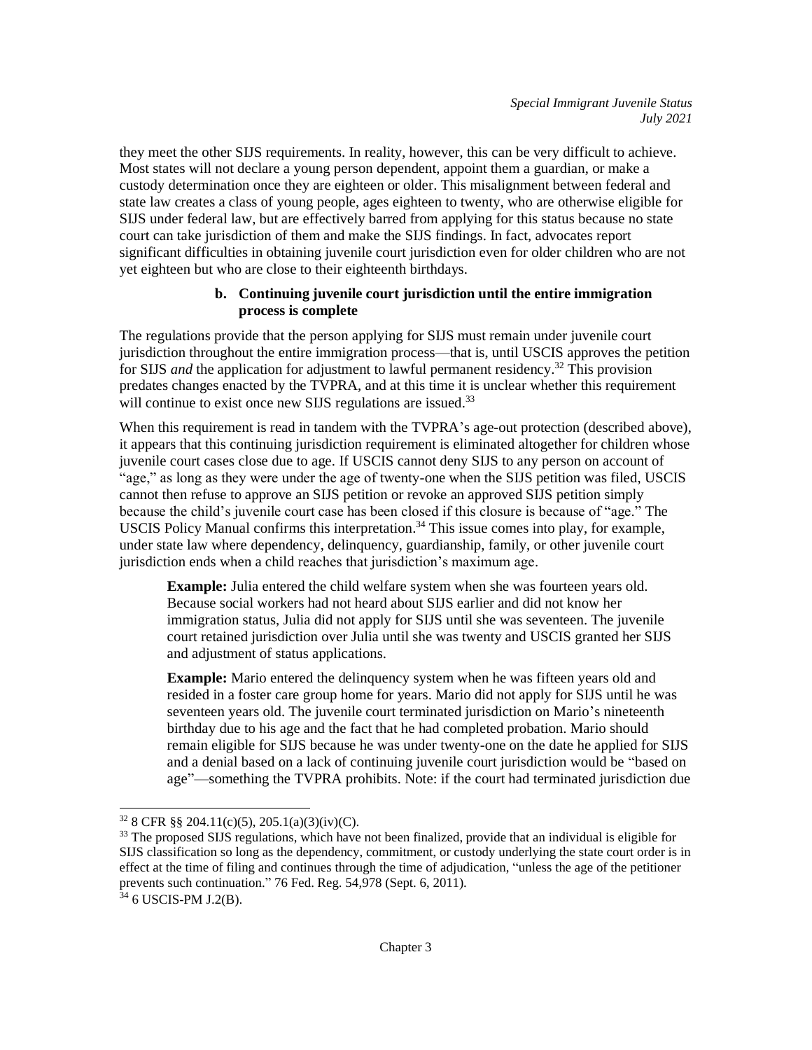they meet the other SIJS requirements. In reality, however, this can be very difficult to achieve. Most states will not declare a young person dependent, appoint them a guardian, or make a custody determination once they are eighteen or older. This misalignment between federal and state law creates a class of young people, ages eighteen to twenty, who are otherwise eligible for SIJS under federal law, but are effectively barred from applying for this status because no state court can take jurisdiction of them and make the SIJS findings. In fact, advocates report significant difficulties in obtaining juvenile court jurisdiction even for older children who are not yet eighteen but who are close to their eighteenth birthdays.

#### b. Continuing juvenile court jurisdiction until the entire immigration process is complete

The regulations provide that the person applying for SIJS must remain under juvenile court jurisdiction throughout the entire immigration process—that is, until USCIS approves the petition for SIJS *and* the application for adjustment to lawful permanent residency.[32] This provision predates changes enacted by the TVPRA, and at this time it is unclear whether this requirement will continue to exist once new SIJS regulations are issued.[33]

When this requirement is read in tandem with the TVPRA's age-out protection (described above), it appears that this continuing jurisdiction requirement is eliminated altogether for children whose juvenile court cases close due to age. If USCIS cannot deny SIJS to any person on account of "age," as long as they were under the age of twenty-one when the SIJS petition was filed, USCIS cannot then refuse to approve an SIJS petition or revoke an approved SIJS petition simply because the child's juvenile court case has been closed if this closure is because of "age." The USCIS Policy Manual confirms this interpretation.[34] This issue comes into play, for example, under state law where dependency, delinquency, guardianship, family, or other juvenile court jurisdiction ends when a child reaches that jurisdiction's maximum age.

> **Example:** Julia entered the child welfare system when she was fourteen years old. Because social workers had not heard about SIJS earlier and did not know her immigration status, Julia did not apply for SIJS until she was seventeen. The juvenile court retained jurisdiction over Julia until she was twenty and USCIS granted her SIJS and adjustment of status applications.

> **Example:** Mario entered the delinquency system when he was fifteen years old and resided in a foster care group home for years. Mario did not apply for SIJS until he was seventeen years old. The juvenile court terminated jurisdiction on Mario's nineteenth birthday due to his age and the fact that he had completed probation. Mario should remain eligible for SIJS because he was under twenty-one on the date he applied for SIJS and a denial based on a lack of continuing juvenile court jurisdiction would be "based on age"—something the TVPRA prohibits. Note: if the court had terminated jurisdiction due

---

[32] 8 CFR §§ 204.11(c)(5), 205.1(a)(3)(iv)(C).

[33] The proposed SIJS regulations, which have not been finalized, provide that an individual is eligible for SIJS classification so long as the dependency, commitment, or custody underlying the state court order is in effect at the time of filing and continues through the time of adjudication, "unless the age of the petitioner prevents such continuation." 76 Fed. Reg. 54,978 (Sept. 6, 2011).

[34] 6 USCIS-PM J.2(B).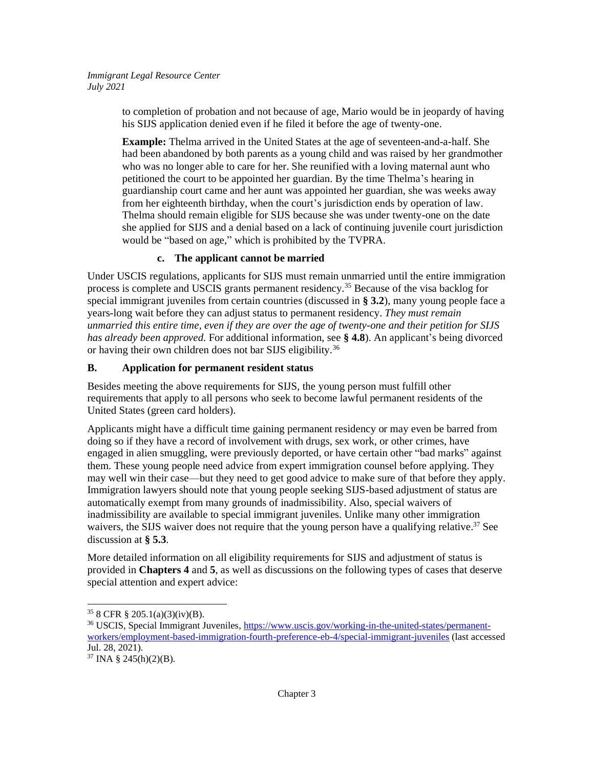to completion of probation and not because of age, Mario would be in jeopardy of having his SIJS application denied even if he filed it before the age of twenty-one.

**Example:** Thelma arrived in the United States at the age of seventeen-and-a-half. She had been abandoned by both parents as a young child and was raised by her grandmother who was no longer able to care for her. She reunified with a loving maternal aunt who petitioned the court to be appointed her guardian. By the time Thelma's hearing in guardianship court came and her aunt was appointed her guardian, she was weeks away from her eighteenth birthday, when the court's jurisdiction ends by operation of law. Thelma should remain eligible for SIJS because she was under twenty-one on the date she applied for SIJS and a denial based on a lack of continuing juvenile court jurisdiction would be "based on age," which is prohibited by the TVPRA.

#### c. The applicant cannot be married

Under USCIS regulations, applicants for SIJS must remain unmarried until the entire immigration process is complete and USCIS grants permanent residency.[35] Because of the visa backlog for special immigrant juveniles from certain countries (discussed in **§ 3.2**), many young people face a years-long wait before they can adjust status to permanent residency. *They must remain unmarried this entire time, even if they are over the age of twenty-one and their petition for SIJS has already been approved.* For additional information, see **§ 4.8**). An applicant's being divorced or having their own children does not bar SIJS eligibility.[36]

### B. Application for permanent resident status

Besides meeting the above requirements for SIJS, the young person must fulfill other requirements that apply to all persons who seek to become lawful permanent residents of the United States (green card holders).

Applicants might have a difficult time gaining permanent residency or may even be barred from doing so if they have a record of involvement with drugs, sex work, or other crimes, have engaged in alien smuggling, were previously deported, or have certain other "bad marks" against them. These young people need advice from expert immigration counsel before applying. They may well win their case—but they need to get good advice to make sure of that before they apply. Immigration lawyers should note that young people seeking SIJS-based adjustment of status are automatically exempt from many grounds of inadmissibility. Also, special waivers of inadmissibility are available to special immigrant juveniles. Unlike many other immigration waivers, the SIJS waiver does not require that the young person have a qualifying relative.[37] See discussion at **§ 5.3**.

More detailed information on all eligibility requirements for SIJS and adjustment of status is provided in **Chapters 4** and **5**, as well as discussions on the following types of cases that deserve special attention and expert advice:

---

[35] 8 CFR § 205.1(a)(3)(iv)(B).

[36] USCIS, Special Immigrant Juveniles, https://www.uscis.gov/working-in-the-united-states/permanent-workers/employment-based-immigration-fourth-preference-eb-4/special-immigrant-juveniles (last accessed Jul. 28, 2021).

[37] INA § 245(h)(2)(B).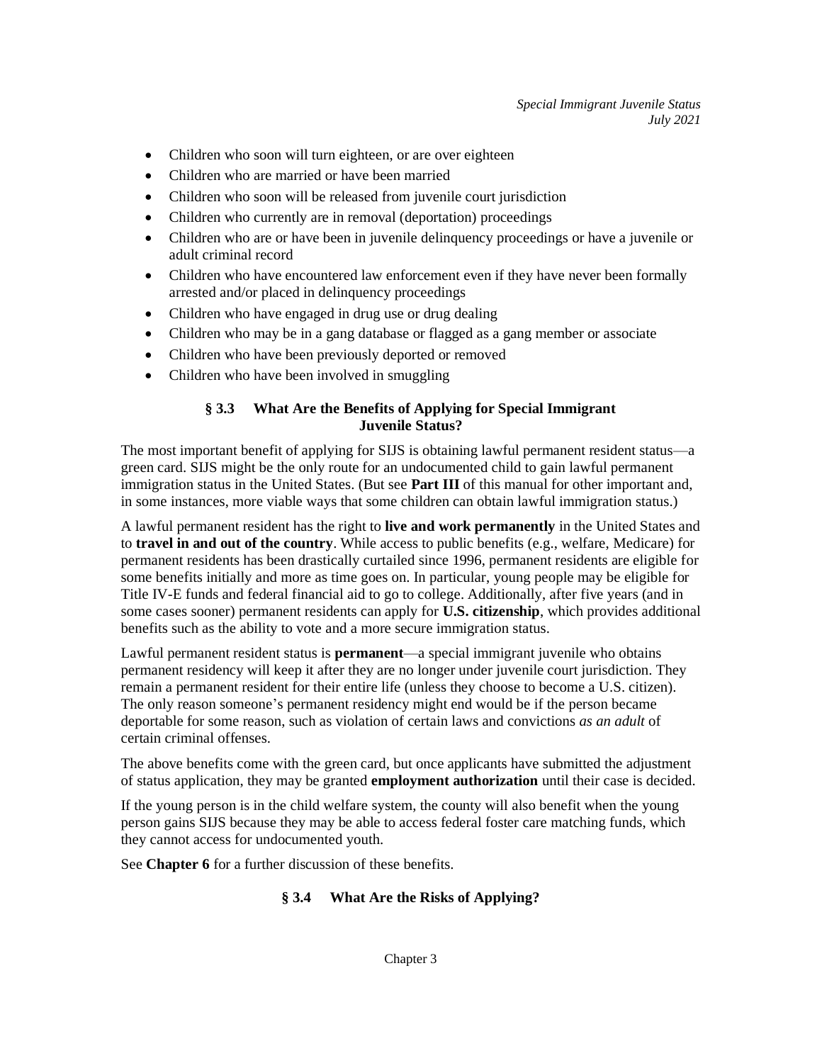- Children who soon will turn eighteen, or are over eighteen
- Children who are married or have been married
- Children who soon will be released from juvenile court jurisdiction
- Children who currently are in removal (deportation) proceedings
- Children who are or have been in juvenile delinquency proceedings or have a juvenile or adult criminal record
- Children who have encountered law enforcement even if they have never been formally arrested and/or placed in delinquency proceedings
- Children who have engaged in drug use or drug dealing
- Children who may be in a gang database or flagged as a gang member or associate
- Children who have been previously deported or removed
- Children who have been involved in smuggling

## § 3.3 What Are the Benefits of Applying for Special Immigrant Juvenile Status?

The most important benefit of applying for SIJS is obtaining lawful permanent resident status—a green card. SIJS might be the only route for an undocumented child to gain lawful permanent immigration status in the United States. (But see **Part III** of this manual for other important and, in some instances, more viable ways that some children can obtain lawful immigration status.)

A lawful permanent resident has the right to **live and work permanently** in the United States and to **travel in and out of the country**. While access to public benefits (e.g., welfare, Medicare) for permanent residents has been drastically curtailed since 1996, permanent residents are eligible for some benefits initially and more as time goes on. In particular, young people may be eligible for Title IV-E funds and federal financial aid to go to college. Additionally, after five years (and in some cases sooner) permanent residents can apply for **U.S. citizenship**, which provides additional benefits such as the ability to vote and a more secure immigration status.

Lawful permanent resident status is **permanent**—a special immigrant juvenile who obtains permanent residency will keep it after they are no longer under juvenile court jurisdiction. They remain a permanent resident for their entire life (unless they choose to become a U.S. citizen). The only reason someone's permanent residency might end would be if the person became deportable for some reason, such as violation of certain laws and convictions *as an adult* of certain criminal offenses.

The above benefits come with the green card, but once applicants have submitted the adjustment of status application, they may be granted **employment authorization** until their case is decided.

If the young person is in the child welfare system, the county will also benefit when the young person gains SIJS because they may be able to access federal foster care matching funds, which they cannot access for undocumented youth.

See **Chapter 6** for a further discussion of these benefits.

## § 3.4 What Are the Risks of Applying?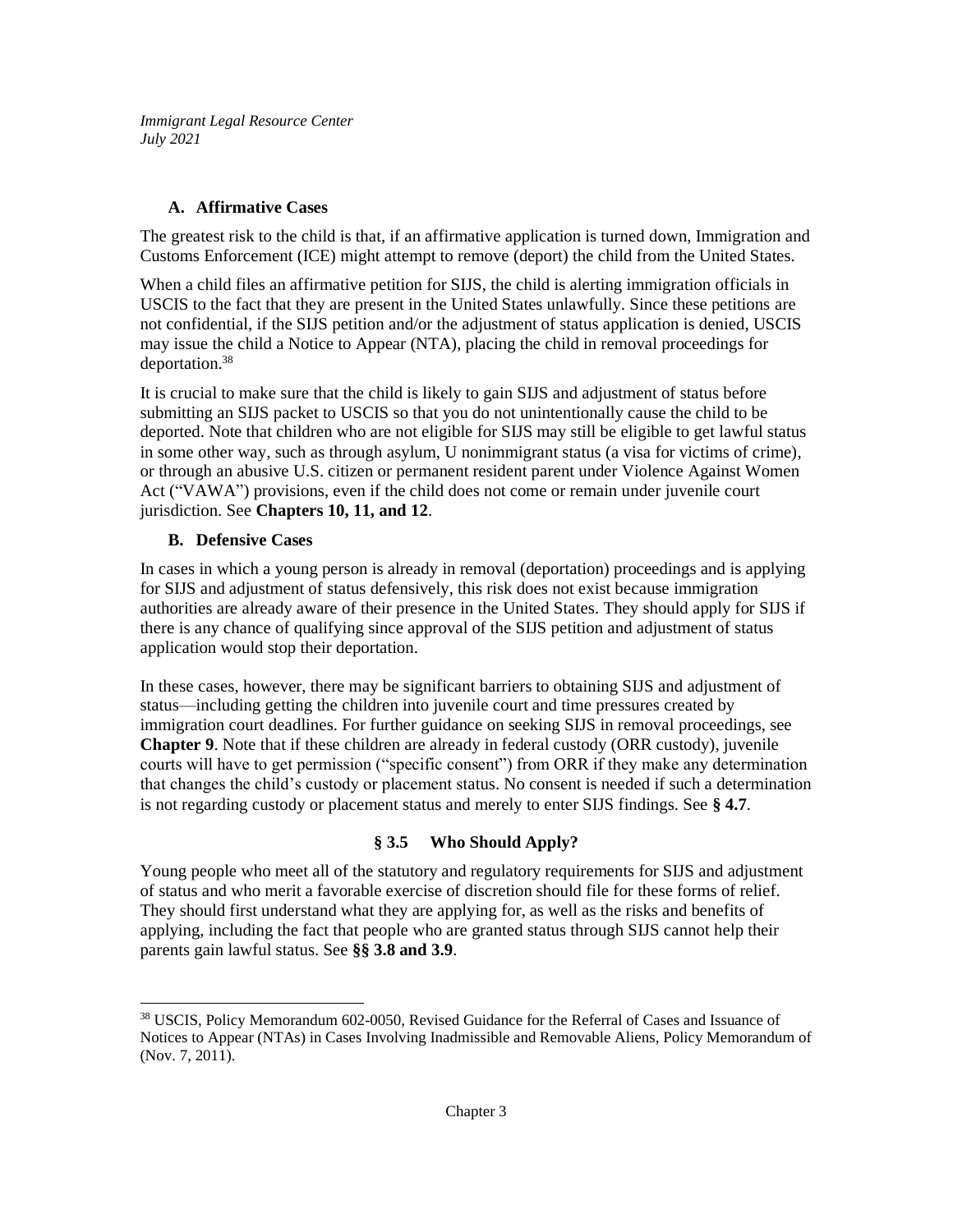### A. Affirmative Cases

The greatest risk to the child is that, if an affirmative application is turned down, Immigration and Customs Enforcement (ICE) might attempt to remove (deport) the child from the United States.

When a child files an affirmative petition for SIJS, the child is alerting immigration officials in USCIS to the fact that they are present in the United States unlawfully. Since these petitions are not confidential, if the SIJS petition and/or the adjustment of status application is denied, USCIS may issue the child a Notice to Appear (NTA), placing the child in removal proceedings for deportation.[38]

It is crucial to make sure that the child is likely to gain SIJS and adjustment of status before submitting an SIJS packet to USCIS so that you do not unintentionally cause the child to be deported. Note that children who are not eligible for SIJS may still be eligible to get lawful status in some other way, such as through asylum, U nonimmigrant status (a visa for victims of crime), or through an abusive U.S. citizen or permanent resident parent under Violence Against Women Act ("VAWA") provisions, even if the child does not come or remain under juvenile court jurisdiction. See **Chapters 10, 11, and 12**.

### B. Defensive Cases

In cases in which a young person is already in removal (deportation) proceedings and is applying for SIJS and adjustment of status defensively, this risk does not exist because immigration authorities are already aware of their presence in the United States. They should apply for SIJS if there is any chance of qualifying since approval of the SIJS petition and adjustment of status application would stop their deportation.

In these cases, however, there may be significant barriers to obtaining SIJS and adjustment of status—including getting the children into juvenile court and time pressures created by immigration court deadlines. For further guidance on seeking SIJS in removal proceedings, see **Chapter 9**. Note that if these children are already in federal custody (ORR custody), juvenile courts will have to get permission ("specific consent") from ORR if they make any determination that changes the child's custody or placement status. No consent is needed if such a determination is not regarding custody or placement status and merely to enter SIJS findings. See **§ 4.7**.

## § 3.5 Who Should Apply?

Young people who meet all of the statutory and regulatory requirements for SIJS and adjustment of status and who merit a favorable exercise of discretion should file for these forms of relief. They should first understand what they are applying for, as well as the risks and benefits of applying, including the fact that people who are granted status through SIJS cannot help their parents gain lawful status. See **§§ 3.8 and 3.9**.

---

[38] USCIS, Policy Memorandum 602-0050, Revised Guidance for the Referral of Cases and Issuance of Notices to Appear (NTAs) in Cases Involving Inadmissible and Removable Aliens, Policy Memorandum of (Nov. 7, 2011).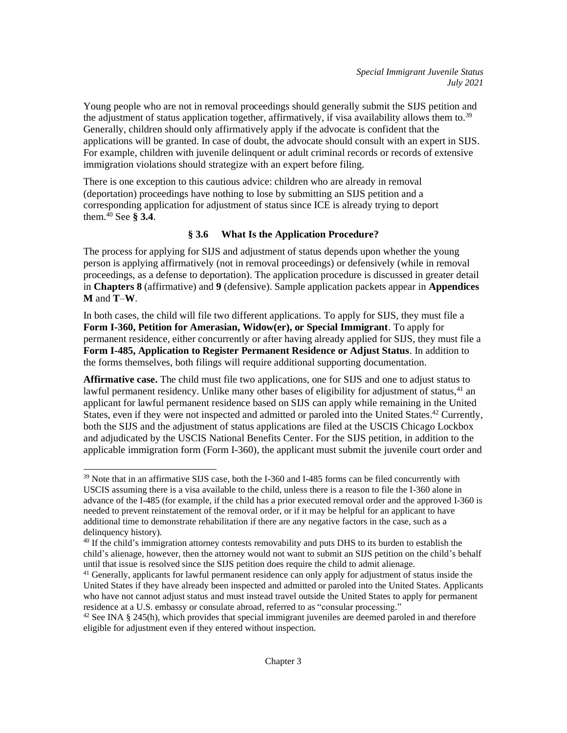Young people who are not in removal proceedings should generally submit the SIJS petition and the adjustment of status application together, affirmatively, if visa availability allows them to.[39] Generally, children should only affirmatively apply if the advocate is confident that the applications will be granted. In case of doubt, the advocate should consult with an expert in SIJS. For example, children with juvenile delinquent or adult criminal records or records of extensive immigration violations should strategize with an expert before filing.

There is one exception to this cautious advice: children who are already in removal (deportation) proceedings have nothing to lose by submitting an SIJS petition and a corresponding application for adjustment of status since ICE is already trying to deport them.[40] See **§ 3.4**.

### § 3.6 What Is the Application Procedure?

The process for applying for SIJS and adjustment of status depends upon whether the young person is applying affirmatively (not in removal proceedings) or defensively (while in removal proceedings, as a defense to deportation). The application procedure is discussed in greater detail in **Chapters 8** (affirmative) and **9** (defensive). Sample application packets appear in **Appendices M** and **T**–**W**.

In both cases, the child will file two different applications. To apply for SIJS, they must file a **Form I-360, Petition for Amerasian, Widow(er), or Special Immigrant**. To apply for permanent residence, either concurrently or after having already applied for SIJS, they must file a **Form I-485, Application to Register Permanent Residence or Adjust Status**. In addition to the forms themselves, both filings will require additional supporting documentation.

**Affirmative case.** The child must file two applications, one for SIJS and one to adjust status to lawful permanent residency. Unlike many other bases of eligibility for adjustment of status,[41] an applicant for lawful permanent residence based on SIJS can apply while remaining in the United States, even if they were not inspected and admitted or paroled into the United States.[42] Currently, both the SIJS and the adjustment of status applications are filed at the USCIS Chicago Lockbox and adjudicated by the USCIS National Benefits Center. For the SIJS petition, in addition to the applicable immigration form (Form I-360), the applicant must submit the juvenile court order and

---

[39] Note that in an affirmative SIJS case, both the I-360 and I-485 forms can be filed concurrently with USCIS assuming there is a visa available to the child, unless there is a reason to file the I-360 alone in advance of the I-485 (for example, if the child has a prior executed removal order and the approved I-360 is needed to prevent reinstatement of the removal order, or if it may be helpful for an applicant to have additional time to demonstrate rehabilitation if there are any negative factors in the case, such as a delinquency history).

[40] If the child's immigration attorney contests removability and puts DHS to its burden to establish the child's alienage, however, then the attorney would not want to submit an SIJS petition on the child's behalf until that issue is resolved since the SIJS petition does require the child to admit alienage.

[41] Generally, applicants for lawful permanent residence can only apply for adjustment of status inside the United States if they have already been inspected and admitted or paroled into the United States. Applicants who have not cannot adjust status and must instead travel outside the United States to apply for permanent residence at a U.S. embassy or consulate abroad, referred to as "consular processing."

[42] See INA § 245(h), which provides that special immigrant juveniles are deemed paroled in and therefore eligible for adjustment even if they entered without inspection.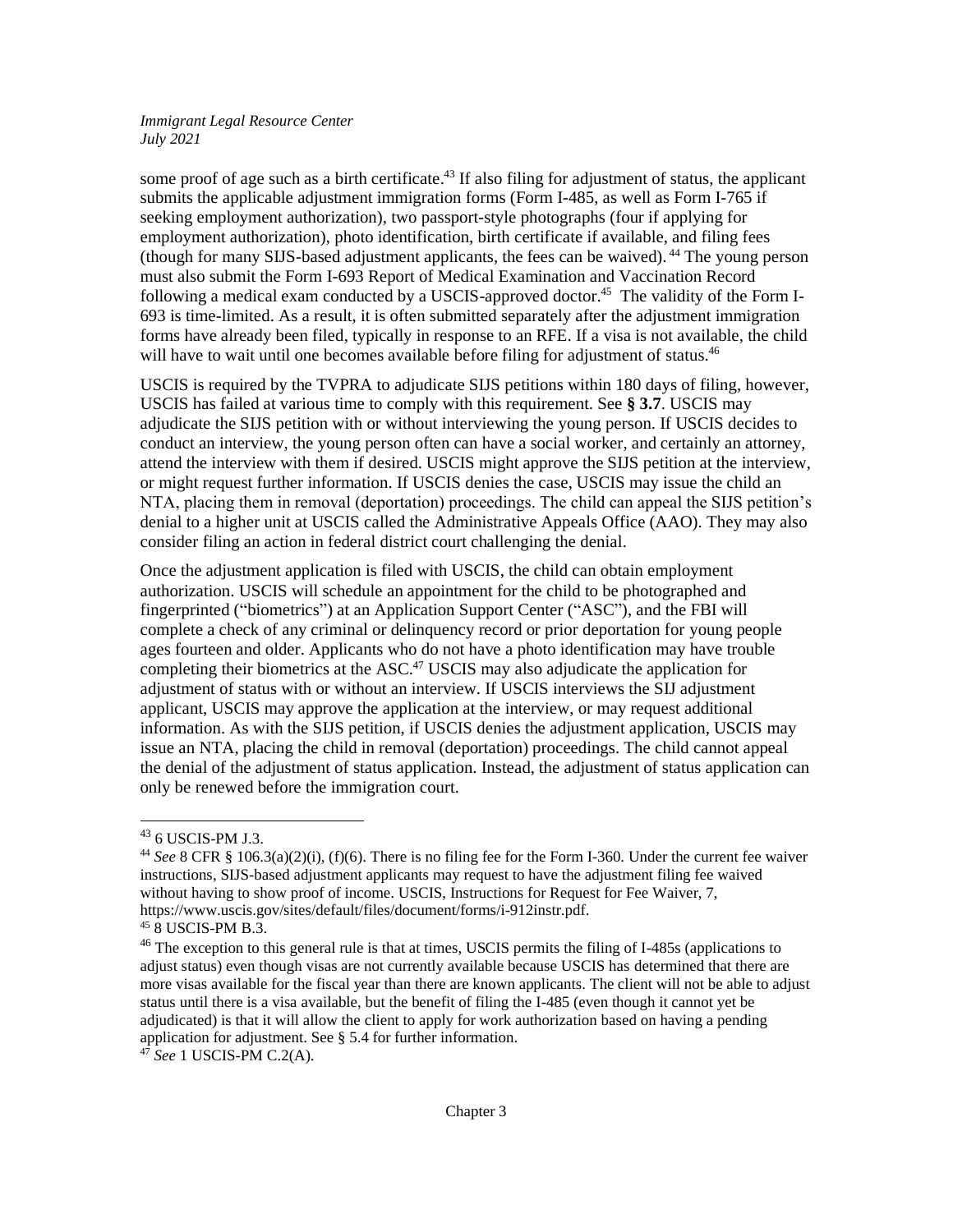some proof of age such as a birth certificate.[43] If also filing for adjustment of status, the applicant submits the applicable adjustment immigration forms (Form I-485, as well as Form I-765 if seeking employment authorization), two passport-style photographs (four if applying for employment authorization), photo identification, birth certificate if available, and filing fees (though for many SIJS-based adjustment applicants, the fees can be waived).[44] The young person must also submit the Form I-693 Report of Medical Examination and Vaccination Record following a medical exam conducted by a USCIS-approved doctor.[45] The validity of the Form I-693 is time-limited. As a result, it is often submitted separately after the adjustment immigration forms have already been filed, typically in response to an RFE. If a visa is not available, the child will have to wait until one becomes available before filing for adjustment of status.[46]

USCIS is required by the TVPRA to adjudicate SIJS petitions within 180 days of filing, however, USCIS has failed at various time to comply with this requirement. See **§ 3.7**. USCIS may adjudicate the SIJS petition with or without interviewing the young person. If USCIS decides to conduct an interview, the young person often can have a social worker, and certainly an attorney, attend the interview with them if desired. USCIS might approve the SIJS petition at the interview, or might request further information. If USCIS denies the case, USCIS may issue the child an NTA, placing them in removal (deportation) proceedings. The child can appeal the SIJS petition's denial to a higher unit at USCIS called the Administrative Appeals Office (AAO). They may also consider filing an action in federal district court challenging the denial.

Once the adjustment application is filed with USCIS, the child can obtain employment authorization. USCIS will schedule an appointment for the child to be photographed and fingerprinted ("biometrics") at an Application Support Center ("ASC"), and the FBI will complete a check of any criminal or delinquency record or prior deportation for young people ages fourteen and older. Applicants who do not have a photo identification may have trouble completing their biometrics at the ASC.[47] USCIS may also adjudicate the application for adjustment of status with or without an interview. If USCIS interviews the SIJ adjustment applicant, USCIS may approve the application at the interview, or may request additional information. As with the SIJS petition, if USCIS denies the adjustment application, USCIS may issue an NTA, placing the child in removal (deportation) proceedings. The child cannot appeal the denial of the adjustment of status application. Instead, the adjustment of status application can only be renewed before the immigration court.

---

[43] 6 USCIS-PM J.3.

[44] *See* 8 CFR § 106.3(a)(2)(i), (f)(6). There is no filing fee for the Form I-360. Under the current fee waiver instructions, SIJS-based adjustment applicants may request to have the adjustment filing fee waived without having to show proof of income. USCIS, Instructions for Request for Fee Waiver, 7, https://www.uscis.gov/sites/default/files/document/forms/i-912instr.pdf.

[45] 8 USCIS-PM B.3.

[46] The exception to this general rule is that at times, USCIS permits the filing of I-485s (applications to adjust status) even though visas are not currently available because USCIS has determined that there are more visas available for the fiscal year than there are known applicants. The client will not be able to adjust status until there is a visa available, but the benefit of filing the I-485 (even though it cannot yet be adjudicated) is that it will allow the client to apply for work authorization based on having a pending application for adjustment. See § 5.4 for further information.

[47] *See* 1 USCIS-PM C.2(A).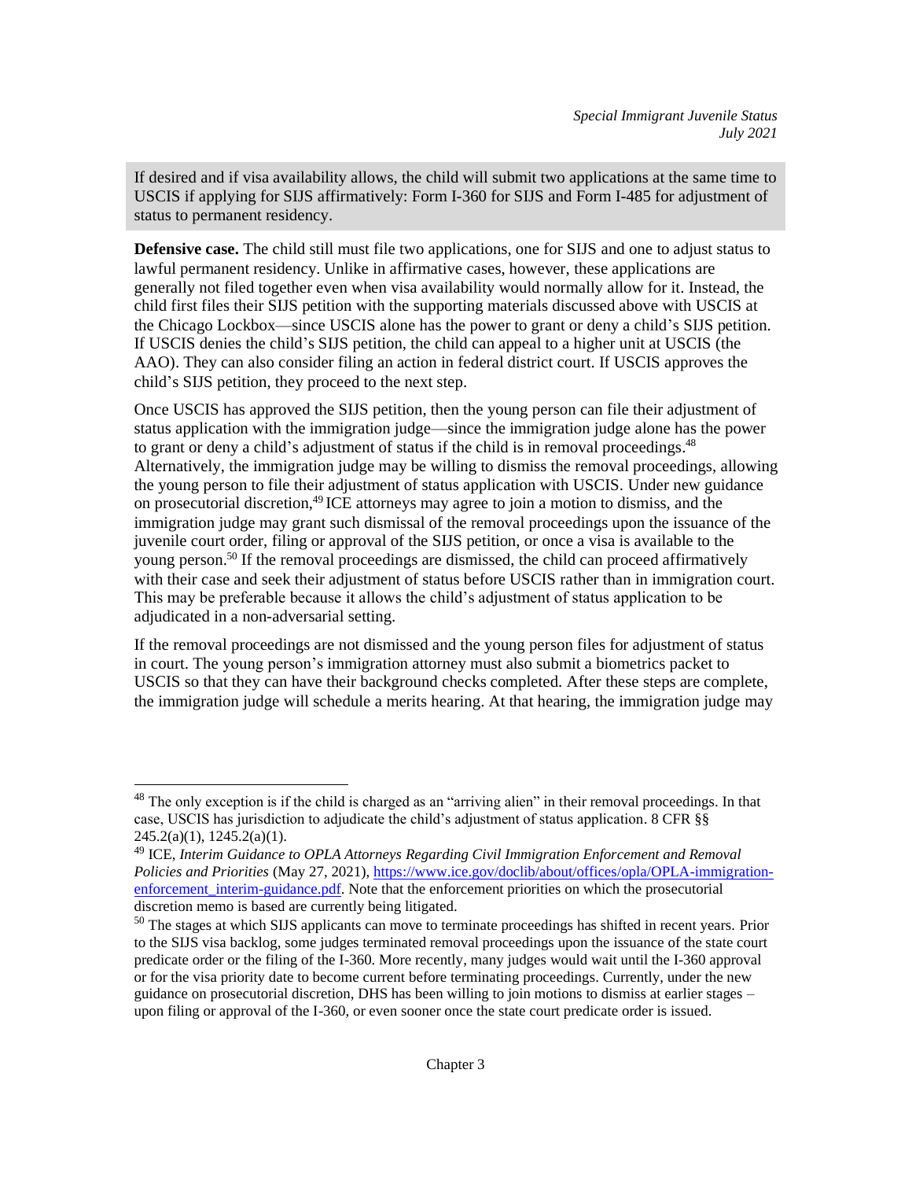If desired and if visa availability allows, the child will submit two applications at the same time to USCIS if applying for SIJS affirmatively: Form I-360 for SIJS and Form I-485 for adjustment of status to permanent residency.

**Defensive case.** The child still must file two applications, one for SIJS and one to adjust status to lawful permanent residency. Unlike in affirmative cases, however, these applications are generally not filed together even when visa availability would normally allow for it. Instead, the child first files their SIJS petition with the supporting materials discussed above with USCIS at the Chicago Lockbox—since USCIS alone has the power to grant or deny a child's SIJS petition. If USCIS denies the child's SIJS petition, the child can appeal to a higher unit at USCIS (the AAO). They can also consider filing an action in federal district court. If USCIS approves the child's SIJS petition, they proceed to the next step.

Once USCIS has approved the SIJS petition, then the young person can file their adjustment of status application with the immigration judge—since the immigration judge alone has the power to grant or deny a child's adjustment of status if the child is in removal proceedings.[48] Alternatively, the immigration judge may be willing to dismiss the removal proceedings, allowing the young person to file their adjustment of status application with USCIS. Under new guidance on prosecutorial discretion,[49] ICE attorneys may agree to join a motion to dismiss, and the immigration judge may grant such dismissal of the removal proceedings upon the issuance of the juvenile court order, filing or approval of the SIJS petition, or once a visa is available to the young person.[50] If the removal proceedings are dismissed, the child can proceed affirmatively with their case and seek their adjustment of status before USCIS rather than in immigration court. This may be preferable because it allows the child's adjustment of status application to be adjudicated in a non-adversarial setting.

If the removal proceedings are not dismissed and the young person files for adjustment of status in court. The young person's immigration attorney must also submit a biometrics packet to USCIS so that they can have their background checks completed. After these steps are complete, the immigration judge will schedule a merits hearing. At that hearing, the immigration judge may

---

[48] The only exception is if the child is charged as an "arriving alien" in their removal proceedings. In that case, USCIS has jurisdiction to adjudicate the child's adjustment of status application. 8 CFR §§ 245.2(a)(1), 1245.2(a)(1).

[49] ICE, *Interim Guidance to OPLA Attorneys Regarding Civil Immigration Enforcement and Removal Policies and Priorities* (May 27, 2021), https://www.ice.gov/doclib/about/offices/opla/OPLA-immigration-enforcement_interim-guidance.pdf. Note that the enforcement priorities on which the prosecutorial discretion memo is based are currently being litigated.

[50] The stages at which SIJS applicants can move to terminate proceedings has shifted in recent years. Prior to the SIJS visa backlog, some judges terminated removal proceedings upon the issuance of the state court predicate order or the filing of the I-360. More recently, many judges would wait until the I-360 approval or for the visa priority date to become current before terminating proceedings. Currently, under the new guidance on prosecutorial discretion, DHS has been willing to join motions to dismiss at earlier stages – upon filing or approval of the I-360, or even sooner once the state court predicate order is issued.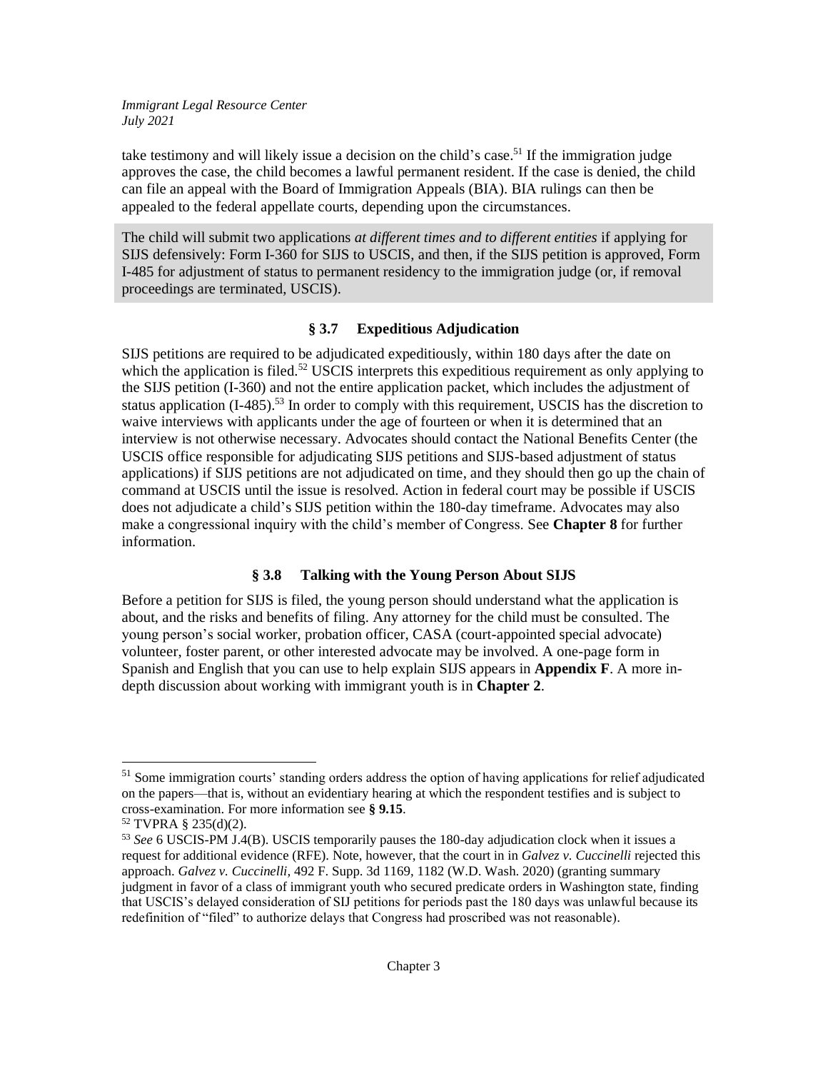take testimony and will likely issue a decision on the child's case.[51] If the immigration judge approves the case, the child becomes a lawful permanent resident. If the case is denied, the child can file an appeal with the Board of Immigration Appeals (BIA). BIA rulings can then be appealed to the federal appellate courts, depending upon the circumstances.

The child will submit two applications *at different times and to different entities* if applying for SIJS defensively: Form I-360 for SIJS to USCIS, and then, if the SIJS petition is approved, Form I-485 for adjustment of status to permanent residency to the immigration judge (or, if removal proceedings are terminated, USCIS).

## § 3.7 Expeditious Adjudication

SIJS petitions are required to be adjudicated expeditiously, within 180 days after the date on which the application is filed.[52] USCIS interprets this expeditious requirement as only applying to the SIJS petition (I-360) and not the entire application packet, which includes the adjustment of status application (I-485).[53] In order to comply with this requirement, USCIS has the discretion to waive interviews with applicants under the age of fourteen or when it is determined that an interview is not otherwise necessary. Advocates should contact the National Benefits Center (the USCIS office responsible for adjudicating SIJS petitions and SIJS-based adjustment of status applications) if SIJS petitions are not adjudicated on time, and they should then go up the chain of command at USCIS until the issue is resolved. Action in federal court may be possible if USCIS does not adjudicate a child's SIJS petition within the 180-day timeframe. Advocates may also make a congressional inquiry with the child's member of Congress. See **Chapter 8** for further information.

## § 3.8 Talking with the Young Person About SIJS

Before a petition for SIJS is filed, the young person should understand what the application is about, and the risks and benefits of filing. Any attorney for the child must be consulted. The young person's social worker, probation officer, CASA (court-appointed special advocate) volunteer, foster parent, or other interested advocate may be involved. A one-page form in Spanish and English that you can use to help explain SIJS appears in **Appendix F**. A more in-depth discussion about working with immigrant youth is in **Chapter 2**.

---

[51] Some immigration courts' standing orders address the option of having applications for relief adjudicated on the papers—that is, without an evidentiary hearing at which the respondent testifies and is subject to cross-examination. For more information see **§ 9.15**.

[52] TVPRA § 235(d)(2).

[53] *See* 6 USCIS-PM J.4(B). USCIS temporarily pauses the 180-day adjudication clock when it issues a request for additional evidence (RFE). Note, however, that the court in in *Galvez v. Cuccinelli* rejected this approach. *Galvez v. Cuccinelli,* 492 F. Supp. 3d 1169, 1182 (W.D. Wash. 2020) (granting summary judgment in favor of a class of immigrant youth who secured predicate orders in Washington state, finding that USCIS's delayed consideration of SIJ petitions for periods past the 180 days was unlawful because its redefinition of "filed" to authorize delays that Congress had proscribed was not reasonable).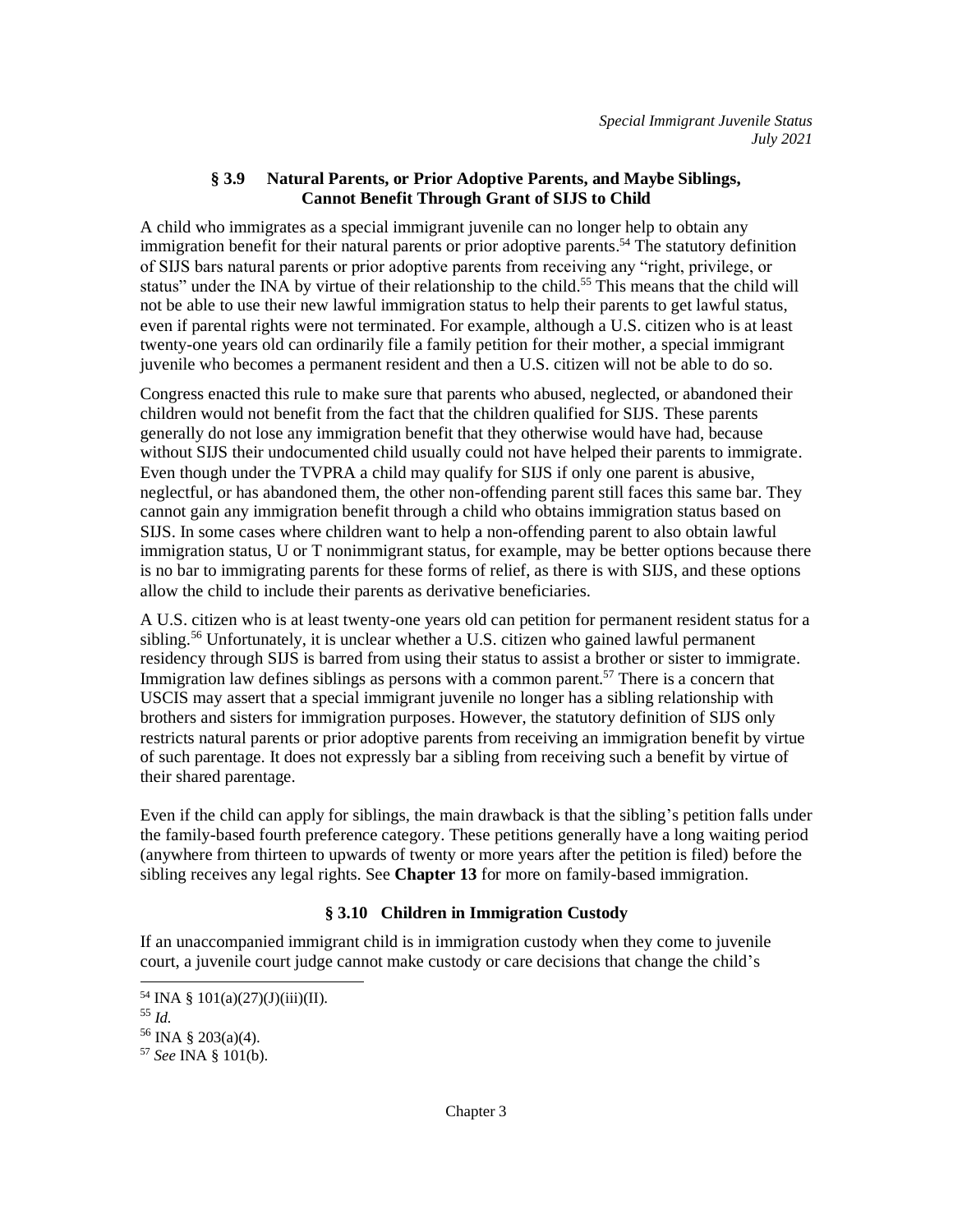### § 3.9 Natural Parents, or Prior Adoptive Parents, and Maybe Siblings, Cannot Benefit Through Grant of SIJS to Child

A child who immigrates as a special immigrant juvenile can no longer help to obtain any immigration benefit for their natural parents or prior adoptive parents.[54] The statutory definition of SIJS bars natural parents or prior adoptive parents from receiving any "right, privilege, or status" under the INA by virtue of their relationship to the child.[55] This means that the child will not be able to use their new lawful immigration status to help their parents to get lawful status, even if parental rights were not terminated. For example, although a U.S. citizen who is at least twenty-one years old can ordinarily file a family petition for their mother, a special immigrant juvenile who becomes a permanent resident and then a U.S. citizen will not be able to do so.

Congress enacted this rule to make sure that parents who abused, neglected, or abandoned their children would not benefit from the fact that the children qualified for SIJS. These parents generally do not lose any immigration benefit that they otherwise would have had, because without SIJS their undocumented child usually could not have helped their parents to immigrate. Even though under the TVPRA a child may qualify for SIJS if only one parent is abusive, neglectful, or has abandoned them, the other non-offending parent still faces this same bar. They cannot gain any immigration benefit through a child who obtains immigration status based on SIJS. In some cases where children want to help a non-offending parent to also obtain lawful immigration status, U or T nonimmigrant status, for example, may be better options because there is no bar to immigrating parents for these forms of relief, as there is with SIJS, and these options allow the child to include their parents as derivative beneficiaries.

A U.S. citizen who is at least twenty-one years old can petition for permanent resident status for a sibling.[56] Unfortunately, it is unclear whether a U.S. citizen who gained lawful permanent residency through SIJS is barred from using their status to assist a brother or sister to immigrate. Immigration law defines siblings as persons with a common parent.[57] There is a concern that USCIS may assert that a special immigrant juvenile no longer has a sibling relationship with brothers and sisters for immigration purposes. However, the statutory definition of SIJS only restricts natural parents or prior adoptive parents from receiving an immigration benefit by virtue of such parentage. It does not expressly bar a sibling from receiving such a benefit by virtue of their shared parentage.

Even if the child can apply for siblings, the main drawback is that the sibling's petition falls under the family-based fourth preference category. These petitions generally have a long waiting period (anywhere from thirteen to upwards of twenty or more years after the petition is filed) before the sibling receives any legal rights. See **Chapter 13** for more on family-based immigration.

### § 3.10 Children in Immigration Custody

If an unaccompanied immigrant child is in immigration custody when they come to juvenile court, a juvenile court judge cannot make custody or care decisions that change the child's

---

[54] INA § 101(a)(27)(J)(iii)(II).

[55] *Id.*

[56] INA § 203(a)(4).

[57] *See* INA § 101(b).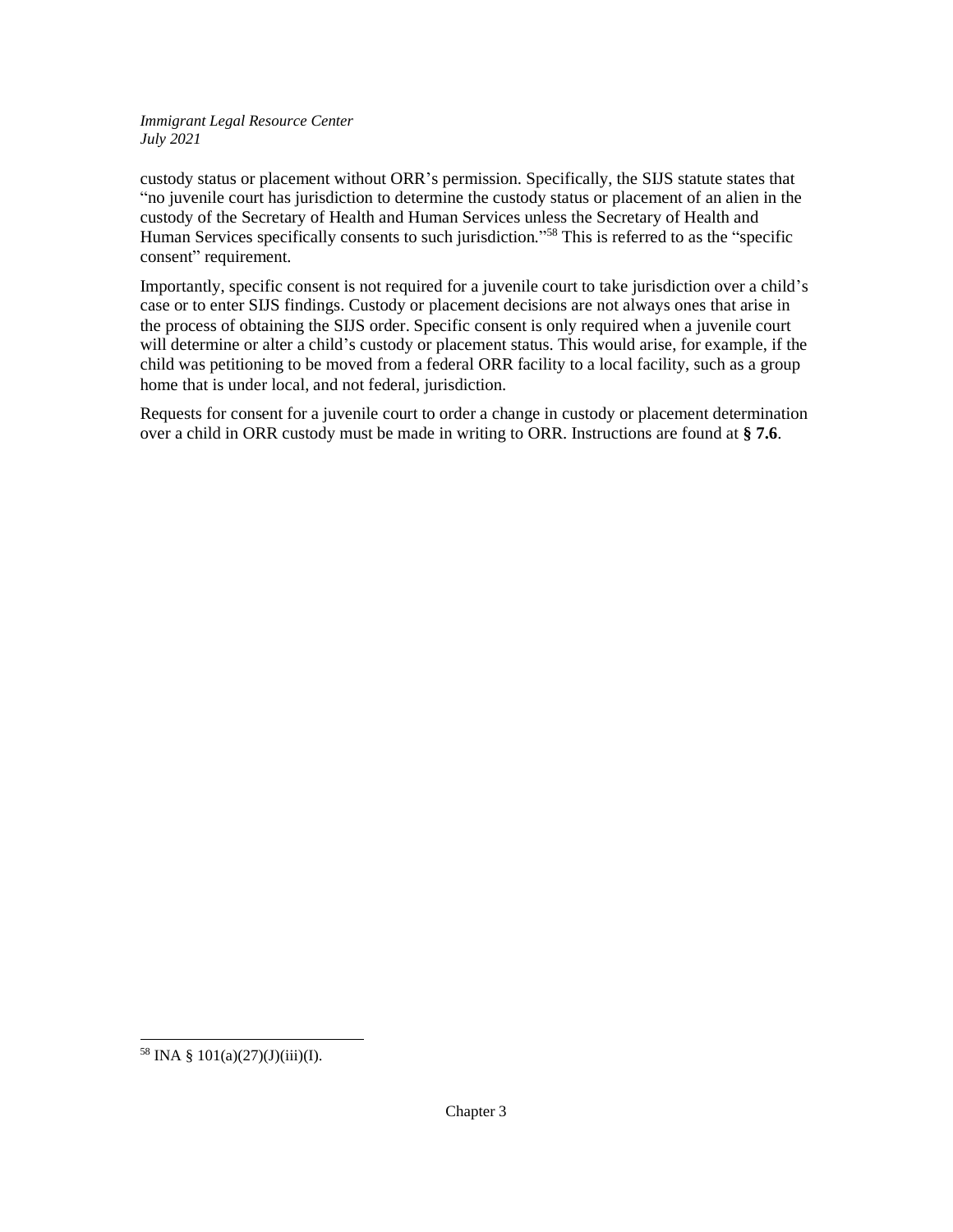custody status or placement without ORR's permission. Specifically, the SIJS statute states that "no juvenile court has jurisdiction to determine the custody status or placement of an alien in the custody of the Secretary of Health and Human Services unless the Secretary of Health and Human Services specifically consents to such jurisdiction."[58] This is referred to as the "specific consent" requirement.

Importantly, specific consent is not required for a juvenile court to take jurisdiction over a child's case or to enter SIJS findings. Custody or placement decisions are not always ones that arise in the process of obtaining the SIJS order. Specific consent is only required when a juvenile court will determine or alter a child's custody or placement status. This would arise, for example, if the child was petitioning to be moved from a federal ORR facility to a local facility, such as a group home that is under local, and not federal, jurisdiction.

Requests for consent for a juvenile court to order a change in custody or placement determination over a child in ORR custody must be made in writing to ORR. Instructions are found at **§ 7.6**.

[58] INA § 101(a)(27)(J)(iii)(I).